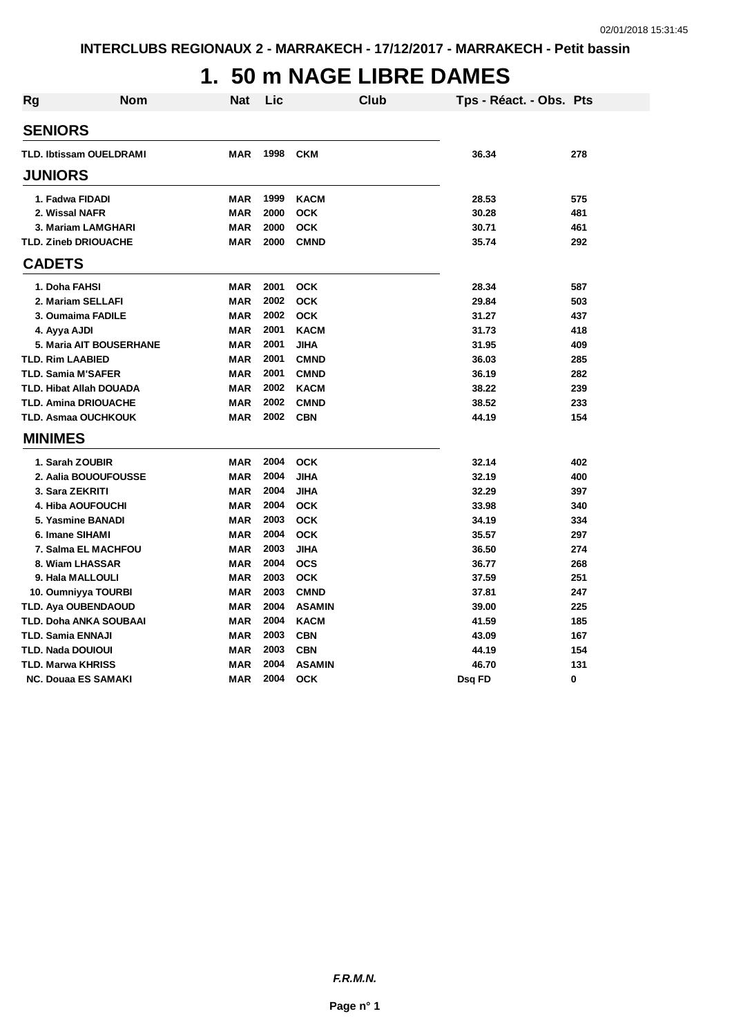INTERCLUBS REGIONAUX 2 - MARRAKECH - 17/12/2017 - MARRAKECH - Petit bassin

# 1. 50 m NAGE LIBRE DAMES

| Rg | Nom | Nat | Lic | Club | Tps - Réact. - Obs. | Pts |
|---|---|---|---|---|---|---|
| **SENIORS** | | | | | | |
| TLD. | Ibtissam OUELDRAMI | MAR | 1998 | CKM | 36.34 | 278 |
| **JUNIORS** | | | | | | |
| 1. | Fadwa FIDADI | MAR | 1999 | KACM | 28.53 | 575 |
| 2. | Wissal NAFR | MAR | 2000 | OCK | 30.28 | 481 |
| 3. | Mariam LAMGHARI | MAR | 2000 | OCK | 30.71 | 461 |
| TLD. | Zineb DRIOUACHE | MAR | 2000 | CMND | 35.74 | 292 |
| **CADETS** | | | | | | |
| 1. | Doha FAHSI | MAR | 2001 | OCK | 28.34 | 587 |
| 2. | Mariam SELLAFI | MAR | 2002 | OCK | 29.84 | 503 |
| 3. | Oumaima FADILE | MAR | 2002 | OCK | 31.27 | 437 |
| 4. | Ayya AJDI | MAR | 2001 | KACM | 31.73 | 418 |
| 5. | Maria AIT BOUSERHANE | MAR | 2001 | JIHA | 31.95 | 409 |
| TLD. | Rim LAABIED | MAR | 2001 | CMND | 36.03 | 285 |
| TLD. | Samia M'SAFER | MAR | 2001 | CMND | 36.19 | 282 |
| TLD. | Hibat Allah DOUADA | MAR | 2002 | KACM | 38.22 | 239 |
| TLD. | Amina DRIOUACHE | MAR | 2002 | CMND | 38.52 | 233 |
| TLD. | Asmaa OUCHKOUK | MAR | 2002 | CBN | 44.19 | 154 |
| **MINIMES** | | | | | | |
| 1. | Sarah ZOUBIR | MAR | 2004 | OCK | 32.14 | 402 |
| 2. | Aalia BOUOUFOUSSE | MAR | 2004 | JIHA | 32.19 | 400 |
| 3. | Sara ZEKRITI | MAR | 2004 | JIHA | 32.29 | 397 |
| 4. | Hiba AOUFOUCHI | MAR | 2004 | OCK | 33.98 | 340 |
| 5. | Yasmine BANADI | MAR | 2003 | OCK | 34.19 | 334 |
| 6. | Imane SIHAMI | MAR | 2004 | OCK | 35.57 | 297 |
| 7. | Salma EL MACHFOU | MAR | 2003 | JIHA | 36.50 | 274 |
| 8. | Wiam LHASSAR | MAR | 2004 | OCS | 36.77 | 268 |
| 9. | Hala MALLOULI | MAR | 2003 | OCK | 37.59 | 251 |
| 10. | Oumniyya TOURBI | MAR | 2003 | CMND | 37.81 | 247 |
| TLD. | Aya OUBENDAOUD | MAR | 2004 | ASAMIN | 39.00 | 225 |
| TLD. | Doha ANKA SOUBAAI | MAR | 2004 | KACM | 41.59 | 185 |
| TLD. | Samia ENNAJI | MAR | 2003 | CBN | 43.09 | 167 |
| TLD. | Nada DOUIOUI | MAR | 2003 | CBN | 44.19 | 154 |
| TLD. | Marwa KHRISS | MAR | 2004 | ASAMIN | 46.70 | 131 |
| NC. | Douaa ES SAMAKI | MAR | 2004 | OCK | Dsq FD | 0 |

*F.R.M.N.*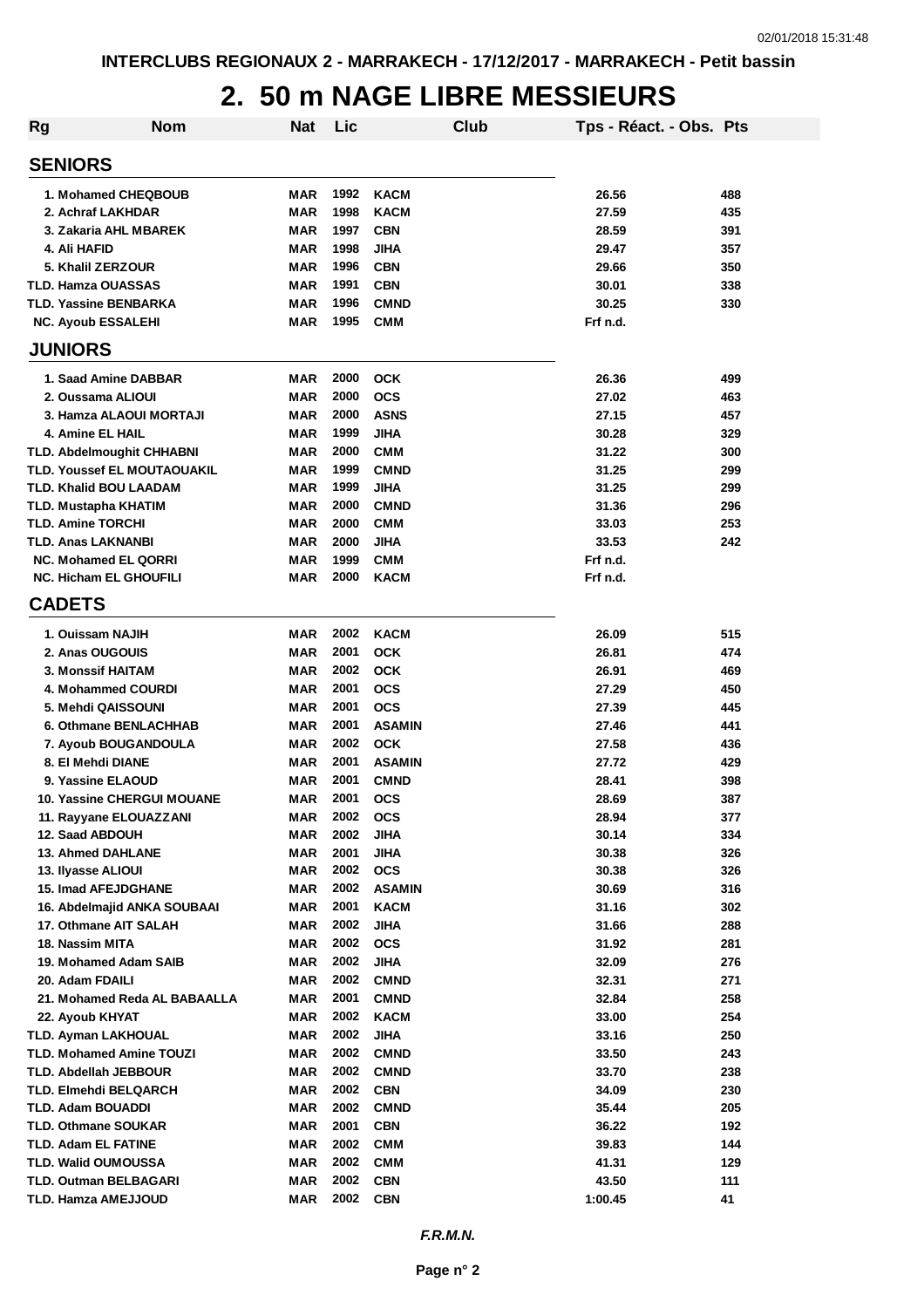INTERCLUBS REGIONAUX 2 - MARRAKECH - 17/12/2017 - MARRAKECH - Petit bassin

# 2. 50 m NAGE LIBRE MESSIEURS

| Rg | Nom | Nat | Lic | Club | Tps - Réact. - Obs. | Pts |
|---|---|---|---|---|---|---|
| **SENIORS** | | | | | | |
| 1. | Mohamed CHEQBOUB | MAR | 1992 | KACM | 26.56 | 488 |
| 2. | Achraf LAKHDAR | MAR | 1998 | KACM | 27.59 | 435 |
| 3. | Zakaria AHL MBAREK | MAR | 1997 | CBN | 28.59 | 391 |
| 4. | Ali HAFID | MAR | 1998 | JIHA | 29.47 | 357 |
| 5. | Khalil ZERZOUR | MAR | 1996 | CBN | 29.66 | 350 |
| TLD. | Hamza OUASSAS | MAR | 1991 | CBN | 30.01 | 338 |
| TLD. | Yassine BENBARKA | MAR | 1996 | CMND | 30.25 | 330 |
| NC. | Ayoub ESSALEHI | MAR | 1995 | CMM | Frf n.d. | |
| **JUNIORS** | | | | | | |
| 1. | Saad Amine DABBAR | MAR | 2000 | OCK | 26.36 | 499 |
| 2. | Oussama ALIOUI | MAR | 2000 | OCS | 27.02 | 463 |
| 3. | Hamza ALAOUI MORTAJI | MAR | 2000 | ASNS | 27.15 | 457 |
| 4. | Amine EL HAIL | MAR | 1999 | JIHA | 30.28 | 329 |
| TLD. | Abdelmoughit CHHABNI | MAR | 2000 | CMM | 31.22 | 300 |
| TLD. | Youssef EL MOUTAOUAKIL | MAR | 1999 | CMND | 31.25 | 299 |
| TLD. | Khalid BOU LAADAM | MAR | 1999 | JIHA | 31.25 | 299 |
| TLD. | Mustapha KHATIM | MAR | 2000 | CMND | 31.36 | 296 |
| TLD. | Amine TORCHI | MAR | 2000 | CMM | 33.03 | 253 |
| TLD. | Anas LAKNANBI | MAR | 2000 | JIHA | 33.53 | 242 |
| NC. | Mohamed EL QORRI | MAR | 1999 | CMM | Frf n.d. | |
| NC. | Hicham EL GHOUFILI | MAR | 2000 | KACM | Frf n.d. | |
| **CADETS** | | | | | | |
| 1. | Ouissam NAJIH | MAR | 2002 | KACM | 26.09 | 515 |
| 2. | Anas OUGOUIS | MAR | 2001 | OCK | 26.81 | 474 |
| 3. | Monssif HAITAM | MAR | 2002 | OCK | 26.91 | 469 |
| 4. | Mohammed COURDI | MAR | 2001 | OCS | 27.29 | 450 |
| 5. | Mehdi QAISSOUNI | MAR | 2001 | OCS | 27.39 | 445 |
| 6. | Othmane BENLACHHAB | MAR | 2001 | ASAMIN | 27.46 | 441 |
| 7. | Ayoub BOUGANDOULA | MAR | 2002 | OCK | 27.58 | 436 |
| 8. | El Mehdi DIANE | MAR | 2001 | ASAMIN | 27.72 | 429 |
| 9. | Yassine ELAOUD | MAR | 2001 | CMND | 28.41 | 398 |
| 10. | Yassine CHERGUI MOUANE | MAR | 2001 | OCS | 28.69 | 387 |
| 11. | Rayyane ELOUAZZANI | MAR | 2002 | OCS | 28.94 | 377 |
| 12. | Saad ABDOUH | MAR | 2002 | JIHA | 30.14 | 334 |
| 13. | Ahmed DAHLANE | MAR | 2001 | JIHA | 30.38 | 326 |
| 13. | Ilyasse ALIOUI | MAR | 2002 | OCS | 30.38 | 326 |
| 15. | Imad AFEJDGHANE | MAR | 2002 | ASAMIN | 30.69 | 316 |
| 16. | Abdelmajid ANKA SOUBAAI | MAR | 2001 | KACM | 31.16 | 302 |
| 17. | Othmane AIT SALAH | MAR | 2002 | JIHA | 31.66 | 288 |
| 18. | Nassim MITA | MAR | 2002 | OCS | 31.92 | 281 |
| 19. | Mohamed Adam SAIB | MAR | 2002 | JIHA | 32.09 | 276 |
| 20. | Adam FDAILI | MAR | 2002 | CMND | 32.31 | 271 |
| 21. | Mohamed Reda AL BABAALLA | MAR | 2001 | CMND | 32.84 | 258 |
| 22. | Ayoub KHYAT | MAR | 2002 | KACM | 33.00 | 254 |
| TLD. | Ayman LAKHOUAL | MAR | 2002 | JIHA | 33.16 | 250 |
| TLD. | Mohamed Amine TOUZI | MAR | 2002 | CMND | 33.50 | 243 |
| TLD. | Abdellah JEBBOUR | MAR | 2002 | CMND | 33.70 | 238 |
| TLD. | Elmehdi BELQARCH | MAR | 2002 | CBN | 34.09 | 230 |
| TLD. | Adam BOUADDI | MAR | 2002 | CMND | 35.44 | 205 |
| TLD. | Othmane SOUKAR | MAR | 2001 | CBN | 36.22 | 192 |
| TLD. | Adam EL FATINE | MAR | 2002 | CMM | 39.83 | 144 |
| TLD. | Walid OUMOUSSA | MAR | 2002 | CMM | 41.31 | 129 |
| TLD. | Outman BELBAGARI | MAR | 2002 | CBN | 43.50 | 111 |
| TLD. | Hamza AMEJJOUD | MAR | 2002 | CBN | 1:00.45 | 41 |

*F.R.M.N.*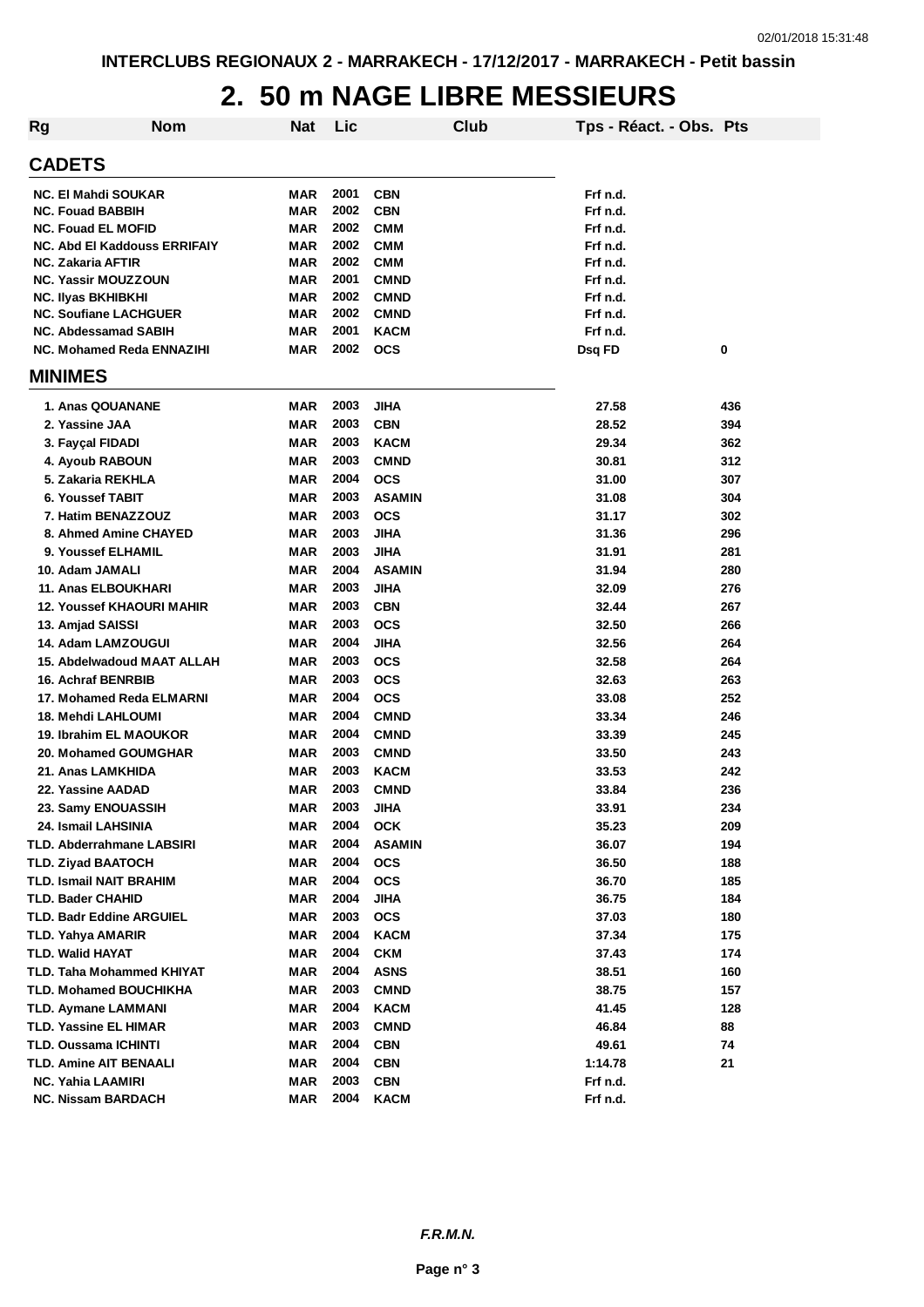INTERCLUBS REGIONAUX 2 - MARRAKECH - 17/12/2017 - MARRAKECH - Petit bassin

# 2. 50 m NAGE LIBRE MESSIEURS

| Rg | Nom | Nat | Lic | Club | Tps - Réact. - Obs. | Pts |
|---|---|---|---|---|---|---|
| **CADETS** | | | | | | |
| NC. | El Mahdi SOUKAR | MAR | 2001 | CBN | Frf n.d. | |
| NC. | Fouad BABBIH | MAR | 2002 | CBN | Frf n.d. | |
| NC. | Fouad EL MOFID | MAR | 2002 | CMM | Frf n.d. | |
| NC. | Abd El Kaddouss ERRIFAIY | MAR | 2002 | CMM | Frf n.d. | |
| NC. | Zakaria AFTIR | MAR | 2002 | CMM | Frf n.d. | |
| NC. | Yassir MOUZZOUN | MAR | 2001 | CMND | Frf n.d. | |
| NC. | Ilyas BKHIBKHI | MAR | 2002 | CMND | Frf n.d. | |
| NC. | Soufiane LACHGUER | MAR | 2002 | CMND | Frf n.d. | |
| NC. | Abdessamad SABIH | MAR | 2001 | KACM | Frf n.d. | |
| NC. | Mohamed Reda ENNAZIHI | MAR | 2002 | OCS | Dsq FD | 0 |
| **MINIMES** | | | | | | |
| 1. | Anas QOUANANE | MAR | 2003 | JIHA | 27.58 | 436 |
| 2. | Yassine JAA | MAR | 2003 | CBN | 28.52 | 394 |
| 3. | Fayçal FIDADI | MAR | 2003 | KACM | 29.34 | 362 |
| 4. | Ayoub RABOUN | MAR | 2003 | CMND | 30.81 | 312 |
| 5. | Zakaria REKHLA | MAR | 2004 | OCS | 31.00 | 307 |
| 6. | Youssef TABIT | MAR | 2003 | ASAMIN | 31.08 | 304 |
| 7. | Hatim BENAZZOUZ | MAR | 2003 | OCS | 31.17 | 302 |
| 8. | Ahmed Amine CHAYED | MAR | 2003 | JIHA | 31.36 | 296 |
| 9. | Youssef ELHAMIL | MAR | 2003 | JIHA | 31.91 | 281 |
| 10. | Adam JAMALI | MAR | 2004 | ASAMIN | 31.94 | 280 |
| 11. | Anas ELBOUKHARI | MAR | 2003 | JIHA | 32.09 | 276 |
| 12. | Youssef KHAOURI MAHIR | MAR | 2003 | CBN | 32.44 | 267 |
| 13. | Amjad SAISSI | MAR | 2003 | OCS | 32.50 | 266 |
| 14. | Adam LAMZOUGUI | MAR | 2004 | JIHA | 32.56 | 264 |
| 15. | Abdelwadoud MAAT ALLAH | MAR | 2003 | OCS | 32.58 | 264 |
| 16. | Achraf BENRBIB | MAR | 2003 | OCS | 32.63 | 263 |
| 17. | Mohamed Reda ELMARNI | MAR | 2004 | OCS | 33.08 | 252 |
| 18. | Mehdi LAHLOUMI | MAR | 2004 | CMND | 33.34 | 246 |
| 19. | Ibrahim EL MAOUKOR | MAR | 2004 | CMND | 33.39 | 245 |
| 20. | Mohamed GOUMGHAR | MAR | 2003 | CMND | 33.50 | 243 |
| 21. | Anas LAMKHIDA | MAR | 2003 | KACM | 33.53 | 242 |
| 22. | Yassine AADAD | MAR | 2003 | CMND | 33.84 | 236 |
| 23. | Samy ENOUASSIH | MAR | 2003 | JIHA | 33.91 | 234 |
| 24. | Ismail LAHSINIA | MAR | 2004 | OCK | 35.23 | 209 |
| TLD. | Abderrahmane LABSIRI | MAR | 2004 | ASAMIN | 36.07 | 194 |
| TLD. | Ziyad BAATOCH | MAR | 2004 | OCS | 36.50 | 188 |
| TLD. | Ismail NAIT BRAHIM | MAR | 2004 | OCS | 36.70 | 185 |
| TLD. | Bader CHAHID | MAR | 2004 | JIHA | 36.75 | 184 |
| TLD. | Badr Eddine ARGUIEL | MAR | 2003 | OCS | 37.03 | 180 |
| TLD. | Yahya AMARIR | MAR | 2004 | KACM | 37.34 | 175 |
| TLD. | Walid HAYAT | MAR | 2004 | CKM | 37.43 | 174 |
| TLD. | Taha Mohammed KHIYAT | MAR | 2004 | ASNS | 38.51 | 160 |
| TLD. | Mohamed BOUCHIKHA | MAR | 2003 | CMND | 38.75 | 157 |
| TLD. | Aymane LAMMANI | MAR | 2004 | KACM | 41.45 | 128 |
| TLD. | Yassine EL HIMAR | MAR | 2003 | CMND | 46.84 | 88 |
| TLD. | Oussama ICHINTI | MAR | 2004 | CBN | 49.61 | 74 |
| TLD. | Amine AIT BENAALI | MAR | 2004 | CBN | 1:14.78 | 21 |
| NC. | Yahia LAAMIRI | MAR | 2003 | CBN | Frf n.d. | |
| NC. | Nissam BARDACH | MAR | 2004 | KACM | Frf n.d. | |

*F.R.M.N.*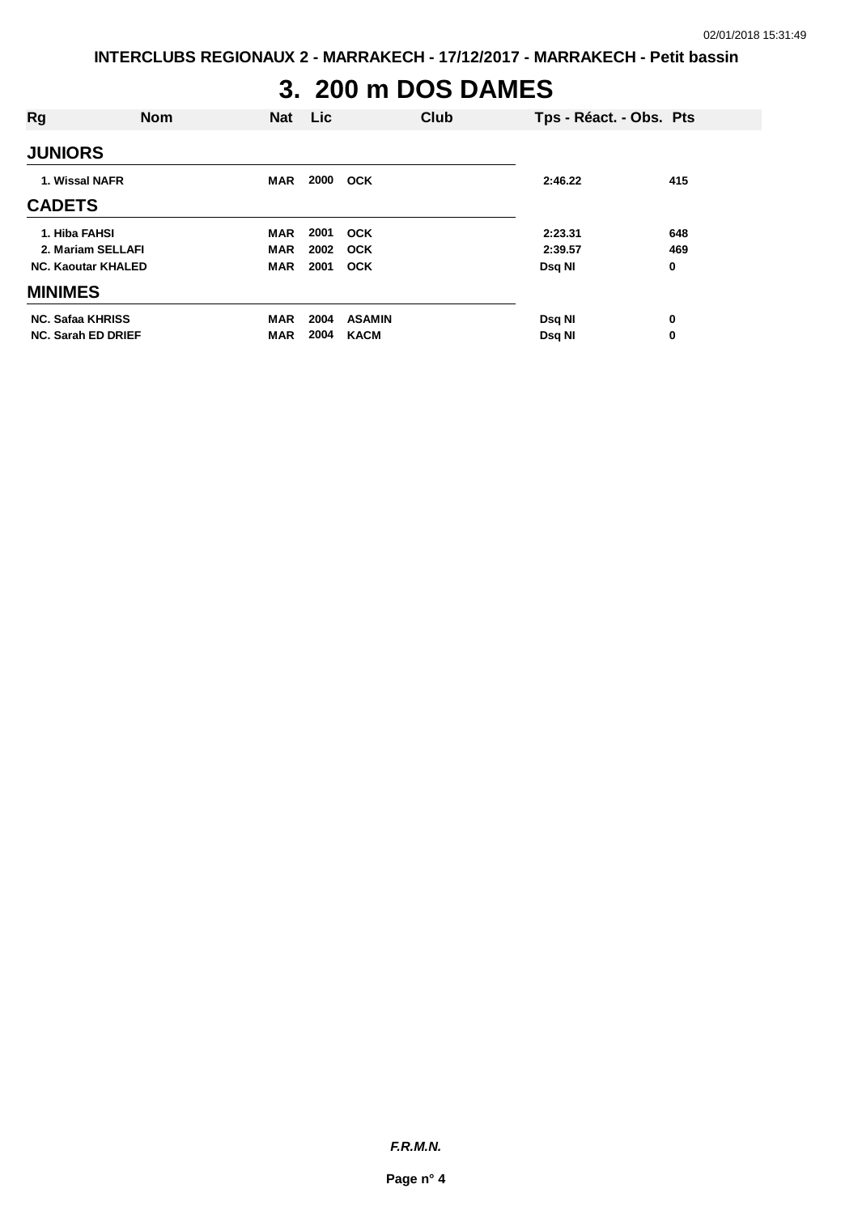# 3. 200 m DOS DAMES

| Rg | Nom | Nat | Lic | Club | Tps - Réact. - Obs. | Pts |
|---|---|---|---|---|---|---|
| **JUNIORS** | | | | | | |
| 1. | Wissal NAFR | MAR | 2000 | OCK | 2:46.22 | 415 |
| **CADETS** | | | | | | |
| 1. | Hiba FAHSI | MAR | 2001 | OCK | 2:23.31 | 648 |
| 2. | Mariam SELLAFI | MAR | 2002 | OCK | 2:39.57 | 469 |
| NC. | Kaoutar KHALED | MAR | 2001 | OCK | Dsq NI | 0 |
| **MINIMES** | | | | | | |
| NC. | Safaa KHRISS | MAR | 2004 | ASAMIN | Dsq NI | 0 |
| NC. | Sarah ED DRIEF | MAR | 2004 | KACM | Dsq NI | 0 |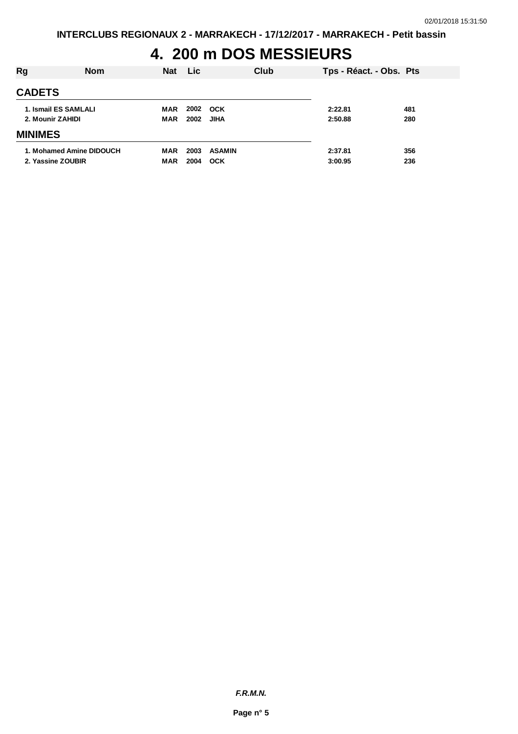# 4. 200 m DOS MESSIEURS

| Rg | Nom | Nat | Lic | Club | Tps - Réact. - Obs. | Pts |
|---|---|---|---|---|---|---|
| **CADETS** | | | | | | |
| 1. | Ismail ES SAMLALI | MAR | 2002 | OCK | 2:22.81 | 481 |
| 2. | Mounir ZAHIDI | MAR | 2002 | JIHA | 2:50.88 | 280 |
| **MINIMES** | | | | | | |
| 1. | Mohamed Amine DIDOUCH | MAR | 2003 | ASAMIN | 2:37.81 | 356 |
| 2. | Yassine ZOUBIR | MAR | 2004 | OCK | 3:00.95 | 236 |

***F.R.M.N.***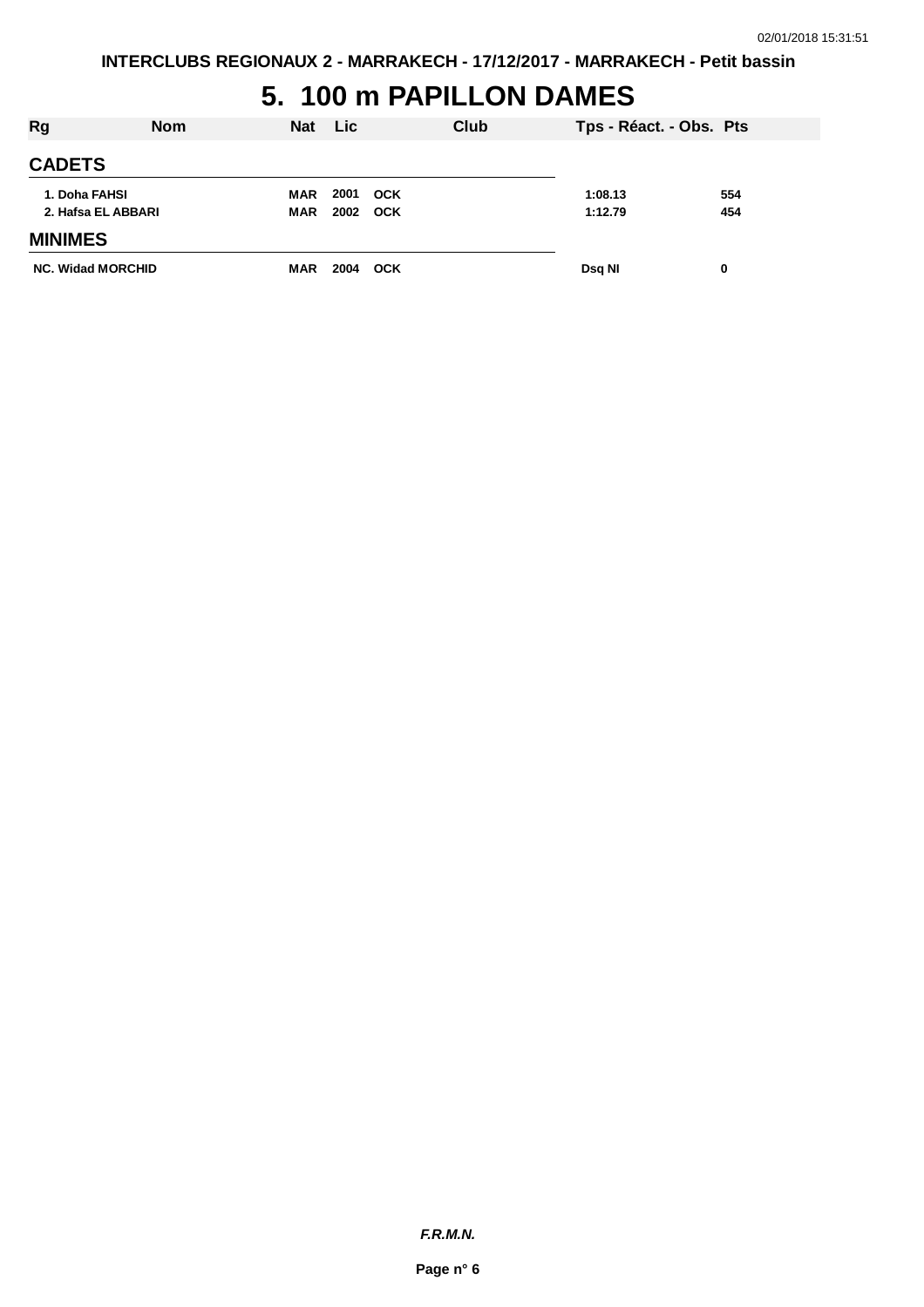INTERCLUBS REGIONAUX 2 - MARRAKECH - 17/12/2017 - MARRAKECH - Petit bassin

# 5. 100 m PAPILLON DAMES

| Rg | Nom | Nat | Lic | Club | Tps - Réact. - Obs. | Pts |
|---|---|---|---|---|---|---|
| **CADETS** | | | | | | |
| 1. | Doha FAHSI | MAR | 2001 | OCK | 1:08.13 | 554 |
| 2. | Hafsa EL ABBARI | MAR | 2002 | OCK | 1:12.79 | 454 |
| **MINIMES** | | | | | | |
| NC. | Widad MORCHID | MAR | 2004 | OCK | Dsq NI | 0 |

***F.R.M.N.***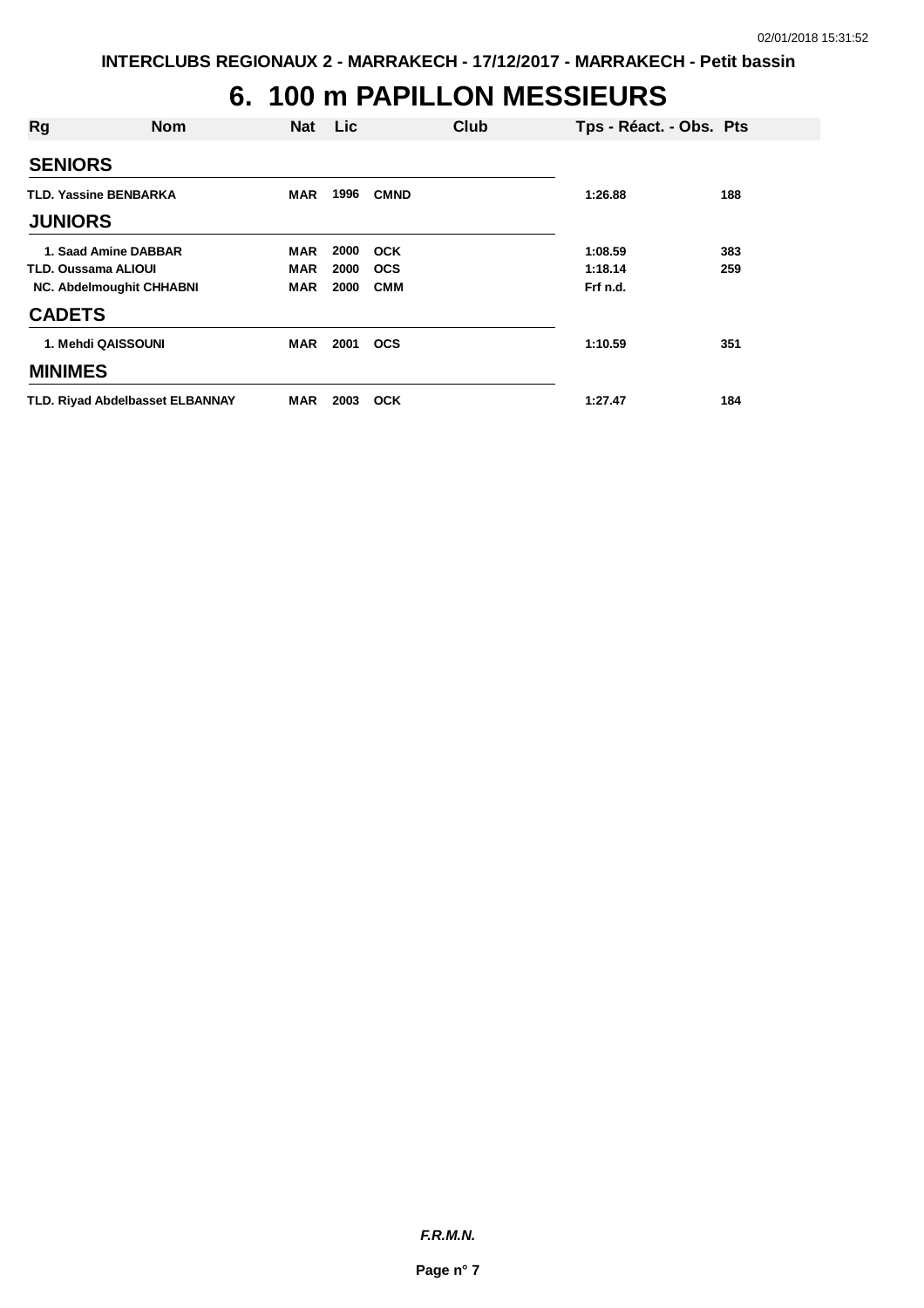INTERCLUBS REGIONAUX 2 - MARRAKECH - 17/12/2017 - MARRAKECH - Petit bassin

# 6. 100 m PAPILLON MESSIEURS

| Rg | Nom | Nat | Lic | Club | Tps - Réact. - Obs. | Pts |
|---|---|---|---|---|---|---|
| **SENIORS** | | | | | | |
| TLD. | Yassine BENBARKA | MAR | 1996 | CMND | 1:26.88 | 188 |
| **JUNIORS** | | | | | | |
| 1. | Saad Amine DABBAR | MAR | 2000 | OCK | 1:08.59 | 383 |
| TLD. | Oussama ALIOUI | MAR | 2000 | OCS | 1:18.14 | 259 |
| NC. | Abdelmoughit CHHABNI | MAR | 2000 | CMM | Frf n.d. | |
| **CADETS** | | | | | | |
| 1. | Mehdi QAISSOUNI | MAR | 2001 | OCS | 1:10.59 | 351 |
| **MINIMES** | | | | | | |
| TLD. | Riyad Abdelbasset ELBANNAY | MAR | 2003 | OCK | 1:27.47 | 184 |

*F.R.M.N.*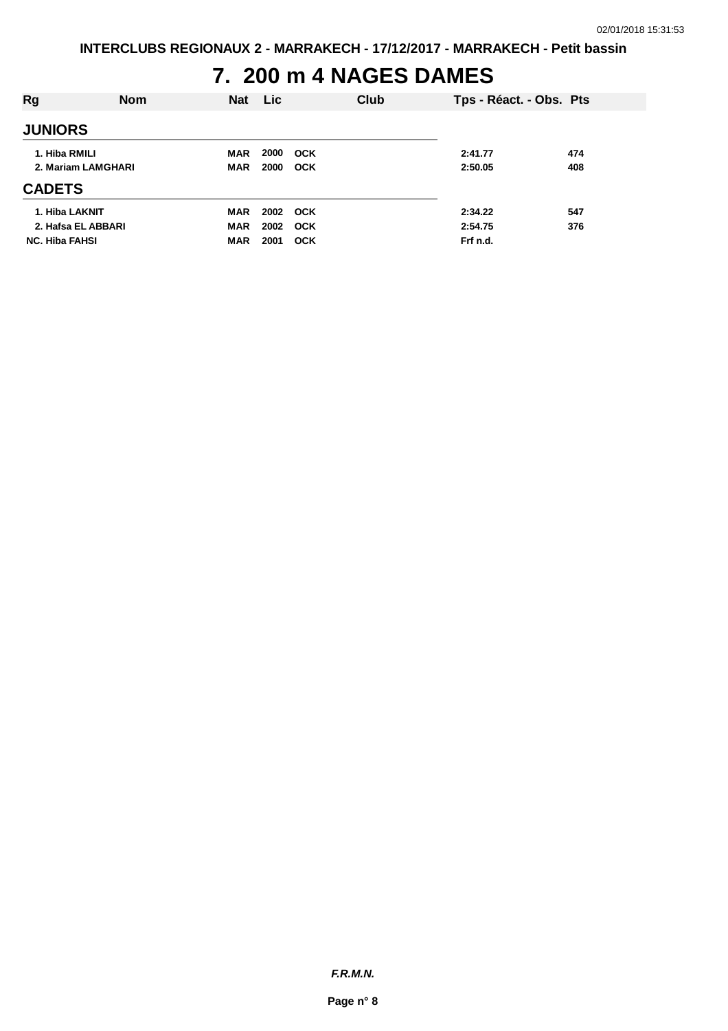# 7. 200 m 4 NAGES DAMES

| Rg | Nom | Nat | Lic | Club | Tps - Réact. - Obs. | Pts |
|---|---|---|---|---|---|---|
| **JUNIORS** | | | | | | |
| 1. | Hiba RMILI | MAR | 2000 | OCK | 2:41.77 | 474 |
| 2. | Mariam LAMGHARI | MAR | 2000 | OCK | 2:50.05 | 408 |
| **CADETS** | | | | | | |
| 1. | Hiba LAKNIT | MAR | 2002 | OCK | 2:34.22 | 547 |
| 2. | Hafsa EL ABBARI | MAR | 2002 | OCK | 2:54.75 | 376 |
| NC. | Hiba FAHSI | MAR | 2001 | OCK | Frf n.d. | |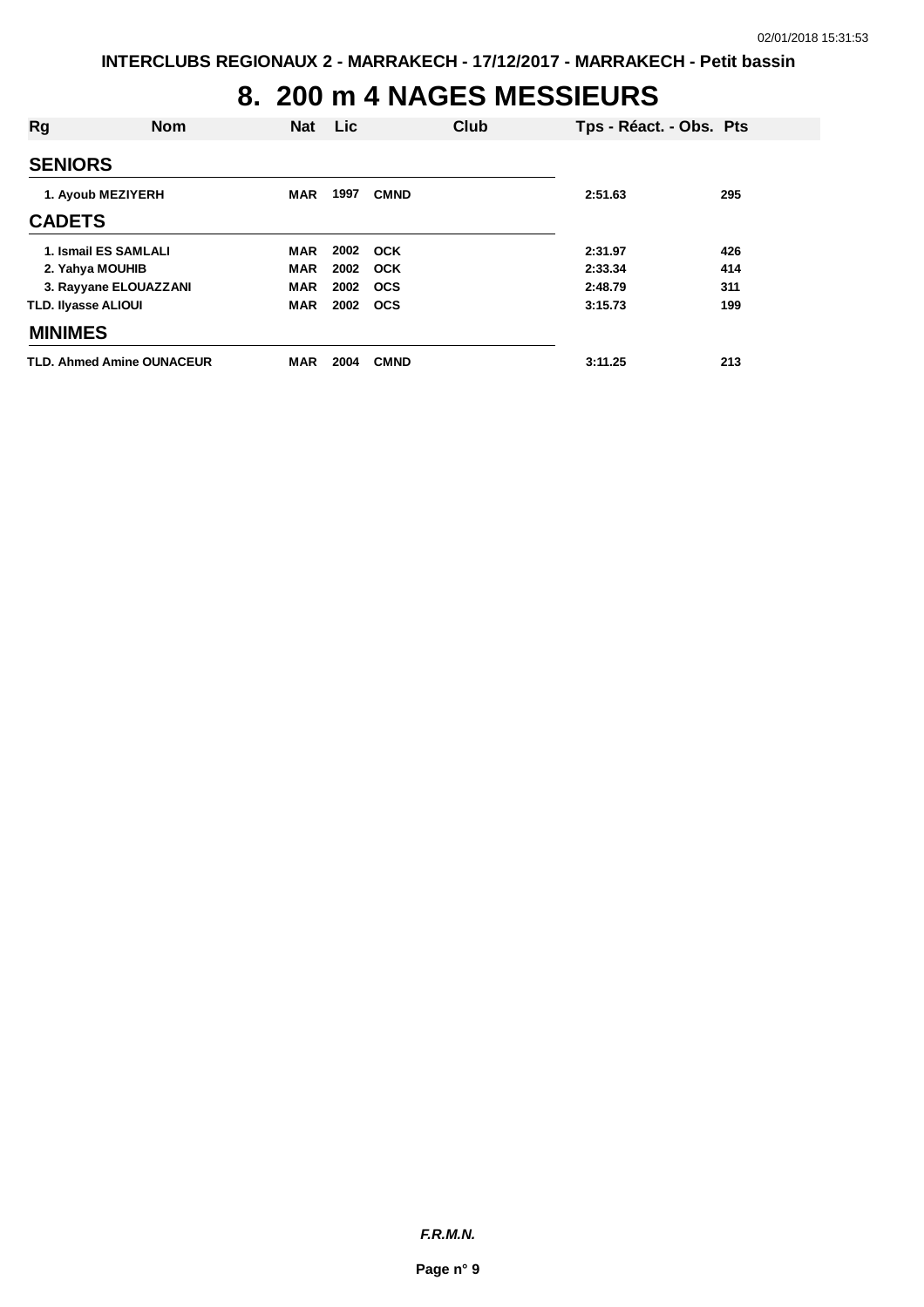# 8. 200 m 4 NAGES MESSIEURS

| Rg | Nom | Nat | Lic | Club | Tps - Réact. - Obs. | Pts |
|---|---|---|---|---|---|---|
| **SENIORS** | | | | | | |
| 1. | Ayoub MEZIYERH | MAR | 1997 | CMND | 2:51.63 | 295 |
| **CADETS** | | | | | | |
| 1. | Ismail ES SAMLALI | MAR | 2002 | OCK | 2:31.97 | 426 |
| 2. | Yahya MOUHIB | MAR | 2002 | OCK | 2:33.34 | 414 |
| 3. | Rayyane ELOUAZZANI | MAR | 2002 | OCS | 2:48.79 | 311 |
| TLD. | Ilyasse ALIOUI | MAR | 2002 | OCS | 3:15.73 | 199 |
| **MINIMES** | | | | | | |
| TLD. | Ahmed Amine OUNACEUR | MAR | 2004 | CMND | 3:11.25 | 213 |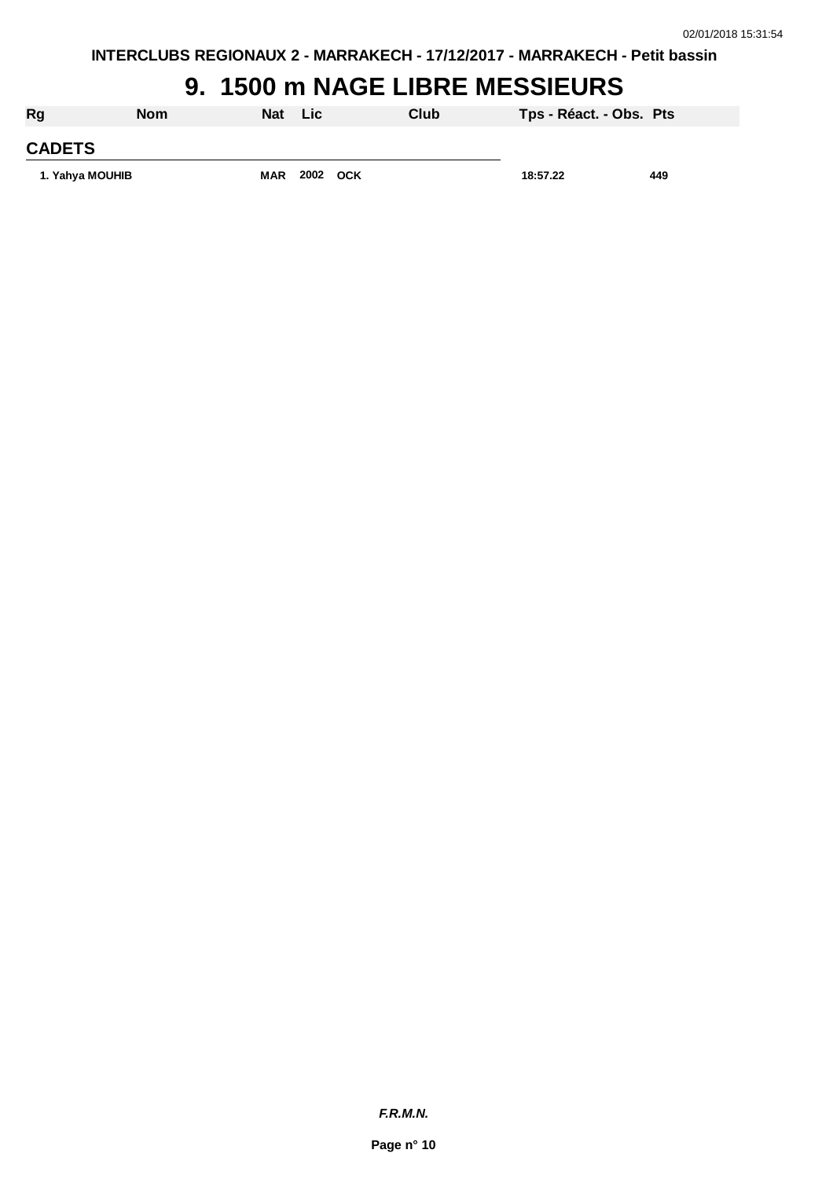INTERCLUBS REGIONAUX 2 - MARRAKECH - 17/12/2017 - MARRAKECH - Petit bassin

# 9. 1500 m NAGE LIBRE MESSIEURS

| Rg | Nom | Nat | Lic | Club | Tps - Réact. - Obs. | Pts |
|---|---|---|---|---|---|---|
| **CADETS** | | | | | | |
| 1. | Yahya MOUHIB | MAR | 2002 | OCK | 18:57.22 | 449 |

*F.R.M.N.*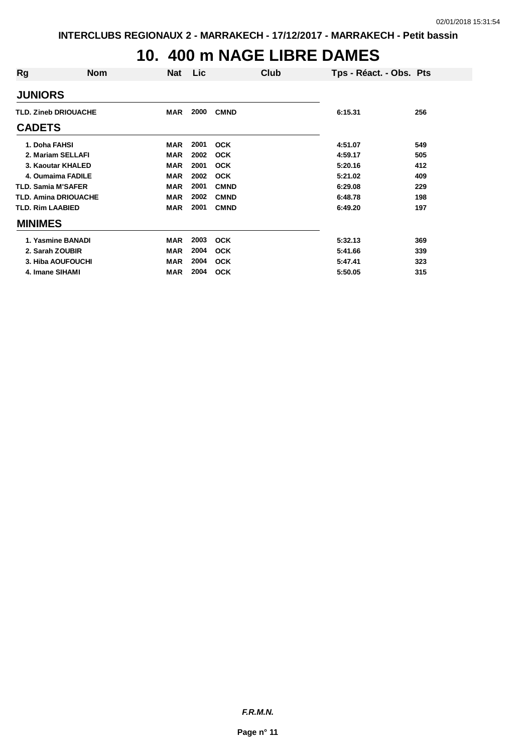# 10. 400 m NAGE LIBRE DAMES

| Rg | Nom | Nat | Lic | Club | Tps - Réact. - Obs. | Pts |
|---|---|---|---|---|---|---|
| **JUNIORS** | | | | | | |
| TLD. | Zineb DRIOUACHE | MAR | 2000 | CMND | 6:15.31 | 256 |
| **CADETS** | | | | | | |
| 1. | Doha FAHSI | MAR | 2001 | OCK | 4:51.07 | 549 |
| 2. | Mariam SELLAFI | MAR | 2002 | OCK | 4:59.17 | 505 |
| 3. | Kaoutar KHALED | MAR | 2001 | OCK | 5:20.16 | 412 |
| 4. | Oumaima FADILE | MAR | 2002 | OCK | 5:21.02 | 409 |
| TLD. | Samia M'SAFER | MAR | 2001 | CMND | 6:29.08 | 229 |
| TLD. | Amina DRIOUACHE | MAR | 2002 | CMND | 6:48.78 | 198 |
| TLD. | Rim LAABIED | MAR | 2001 | CMND | 6:49.20 | 197 |
| **MINIMES** | | | | | | |
| 1. | Yasmine BANADI | MAR | 2003 | OCK | 5:32.13 | 369 |
| 2. | Sarah ZOUBIR | MAR | 2004 | OCK | 5:41.66 | 339 |
| 3. | Hiba AOUFOUCHI | MAR | 2004 | OCK | 5:47.41 | 323 |
| 4. | Imane SIHAMI | MAR | 2004 | OCK | 5:50.05 | 315 |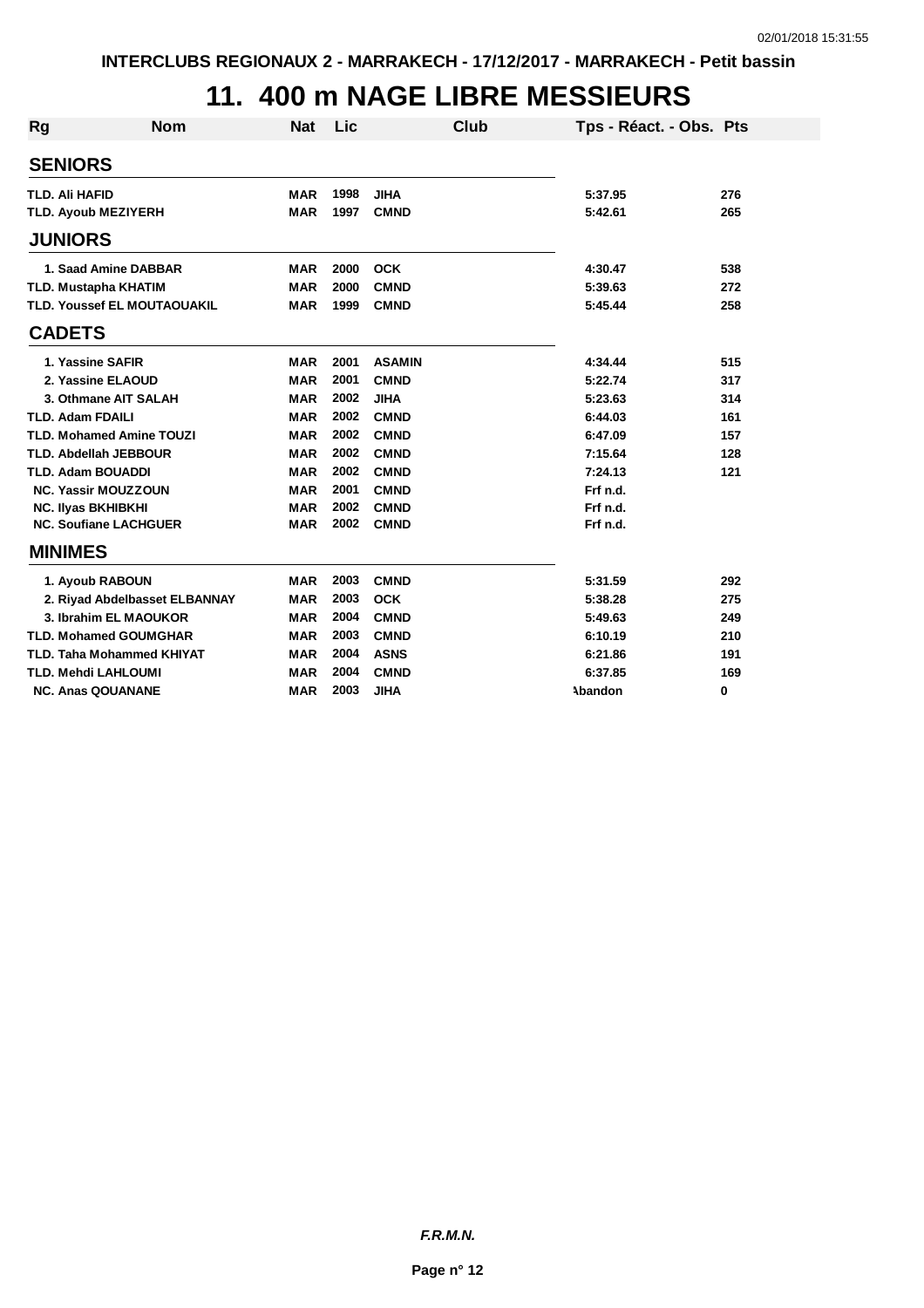INTERCLUBS REGIONAUX 2 - MARRAKECH - 17/12/2017 - MARRAKECH - Petit bassin

# 11. 400 m NAGE LIBRE MESSIEURS

| Rg | Nom | Nat | Lic | Club | Tps - Réact. - Obs. | Pts |
|---|---|---|---|---|---|---|
| **SENIORS** | | | | | | |
| TLD. | Ali HAFID | MAR | 1998 | JIHA | 5:37.95 | 276 |
| TLD. | Ayoub MEZIYERH | MAR | 1997 | CMND | 5:42.61 | 265 |
| **JUNIORS** | | | | | | |
| 1. | Saad Amine DABBAR | MAR | 2000 | OCK | 4:30.47 | 538 |
| TLD. | Mustapha KHATIM | MAR | 2000 | CMND | 5:39.63 | 272 |
| TLD. | Youssef EL MOUTAOUAKIL | MAR | 1999 | CMND | 5:45.44 | 258 |
| **CADETS** | | | | | | |
| 1. | Yassine SAFIR | MAR | 2001 | ASAMIN | 4:34.44 | 515 |
| 2. | Yassine ELAOUD | MAR | 2001 | CMND | 5:22.74 | 317 |
| 3. | Othmane AIT SALAH | MAR | 2002 | JIHA | 5:23.63 | 314 |
| TLD. | Adam FDAILI | MAR | 2002 | CMND | 6:44.03 | 161 |
| TLD. | Mohamed Amine TOUZI | MAR | 2002 | CMND | 6:47.09 | 157 |
| TLD. | Abdellah JEBBOUR | MAR | 2002 | CMND | 7:15.64 | 128 |
| TLD. | Adam BOUADDI | MAR | 2002 | CMND | 7:24.13 | 121 |
| NC. | Yassir MOUZZOUN | MAR | 2001 | CMND | Frf n.d. | |
| NC. | Ilyas BKHIBKHI | MAR | 2002 | CMND | Frf n.d. | |
| NC. | Soufiane LACHGUER | MAR | 2002 | CMND | Frf n.d. | |
| **MINIMES** | | | | | | |
| 1. | Ayoub RABOUN | MAR | 2003 | CMND | 5:31.59 | 292 |
| 2. | Riyad Abdelbasset ELBANNAY | MAR | 2003 | OCK | 5:38.28 | 275 |
| 3. | Ibrahim EL MAOUKOR | MAR | 2004 | CMND | 5:49.63 | 249 |
| TLD. | Mohamed GOUMGHAR | MAR | 2003 | CMND | 6:10.19 | 210 |
| TLD. | Taha Mohammed KHIYAT | MAR | 2004 | ASNS | 6:21.86 | 191 |
| TLD. | Mehdi LAHLOUMI | MAR | 2004 | CMND | 6:37.85 | 169 |
| NC. | Anas QOUANANE | MAR | 2003 | JIHA | Abandon | 0 |

*F.R.M.N.*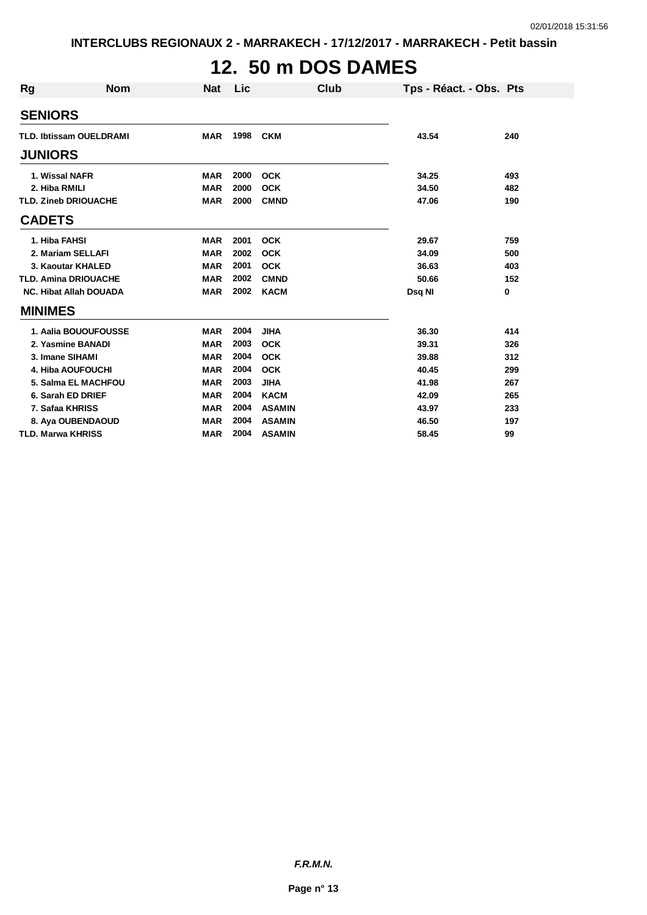# 12. 50 m DOS DAMES

| Rg | Nom | Nat | Lic | Club | Tps - Réact. - Obs. | Pts |
|---|---|---|---|---|---|---|
| **SENIORS** | | | | | | |
| TLD. | Ibtissam OUELDRAMI | MAR | 1998 | CKM | 43.54 | 240 |
| **JUNIORS** | | | | | | |
| 1. | Wissal NAFR | MAR | 2000 | OCK | 34.25 | 493 |
| 2. | Hiba RMILI | MAR | 2000 | OCK | 34.50 | 482 |
| TLD. | Zineb DRIOUACHE | MAR | 2000 | CMND | 47.06 | 190 |
| **CADETS** | | | | | | |
| 1. | Hiba FAHSI | MAR | 2001 | OCK | 29.67 | 759 |
| 2. | Mariam SELLAFI | MAR | 2002 | OCK | 34.09 | 500 |
| 3. | Kaoutar KHALED | MAR | 2001 | OCK | 36.63 | 403 |
| TLD. | Amina DRIOUACHE | MAR | 2002 | CMND | 50.66 | 152 |
| NC. | Hibat Allah DOUADA | MAR | 2002 | KACM | Dsq NI | 0 |
| **MINIMES** | | | | | | |
| 1. | Aalia BOUOUFOUSSE | MAR | 2004 | JIHA | 36.30 | 414 |
| 2. | Yasmine BANADI | MAR | 2003 | OCK | 39.31 | 326 |
| 3. | Imane SIHAMI | MAR | 2004 | OCK | 39.88 | 312 |
| 4. | Hiba AOUFOUCHI | MAR | 2004 | OCK | 40.45 | 299 |
| 5. | Salma EL MACHFOU | MAR | 2003 | JIHA | 41.98 | 267 |
| 6. | Sarah ED DRIEF | MAR | 2004 | KACM | 42.09 | 265 |
| 7. | Safaa KHRISS | MAR | 2004 | ASAMIN | 43.97 | 233 |
| 8. | Aya OUBENDAOUD | MAR | 2004 | ASAMIN | 46.50 | 197 |
| TLD. | Marwa KHRISS | MAR | 2004 | ASAMIN | 58.45 | 99 |

***F.R.M.N.***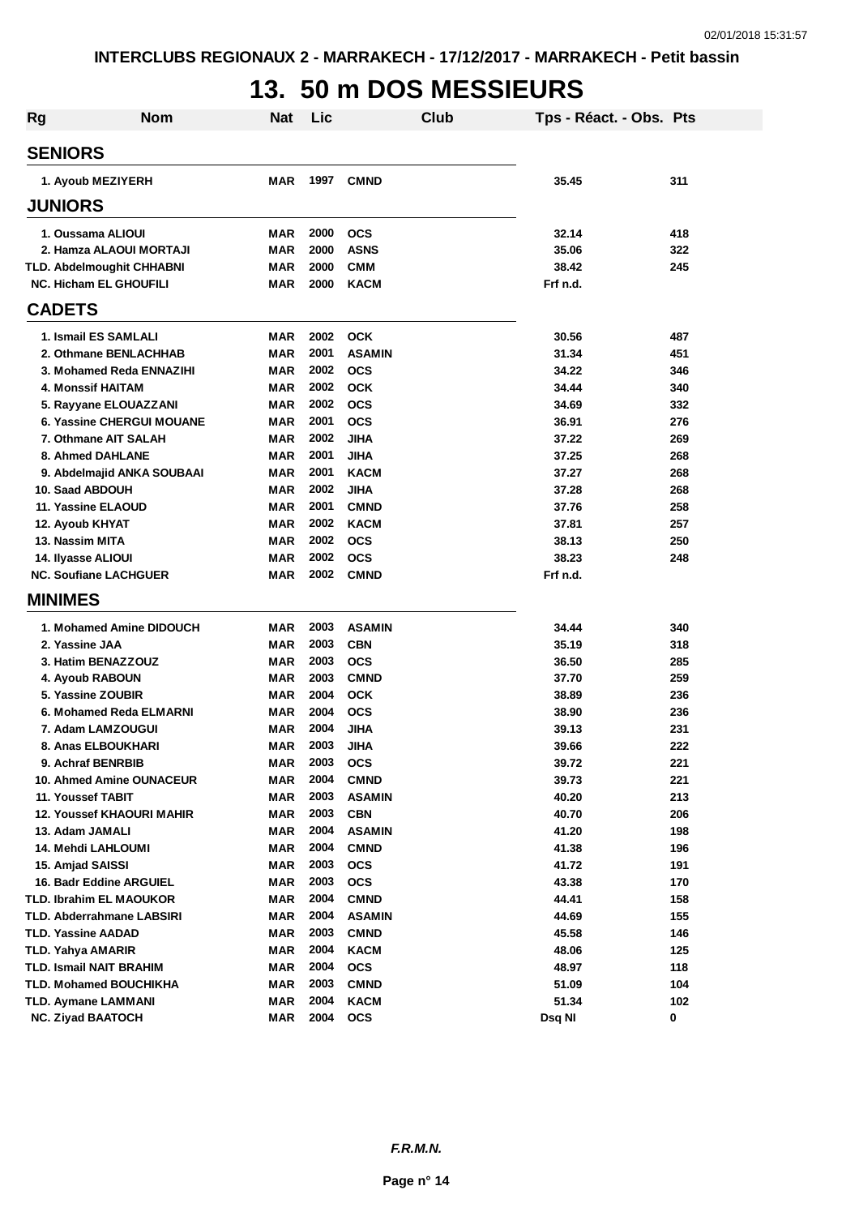INTERCLUBS REGIONAUX 2 - MARRAKECH - 17/12/2017 - MARRAKECH - Petit bassin

# 13. 50 m DOS MESSIEURS

| Rg | Nom | Nat | Lic | Club | Tps - Réact. - Obs. | Pts |
|---|---|---|---|---|---|---|
| **SENIORS** | | | | | | |
| 1. | Ayoub MEZIYERH | MAR | 1997 | CMND | 35.45 | 311 |
| **JUNIORS** | | | | | | |
| 1. | Oussama ALIOUI | MAR | 2000 | OCS | 32.14 | 418 |
| 2. | Hamza ALAOUI MORTAJI | MAR | 2000 | ASNS | 35.06 | 322 |
| TLD. | Abdelmoughit CHHABNI | MAR | 2000 | CMM | 38.42 | 245 |
| NC. | Hicham EL GHOUFILI | MAR | 2000 | KACM | Frf n.d. | |
| **CADETS** | | | | | | |
| 1. | Ismail ES SAMLALI | MAR | 2002 | OCK | 30.56 | 487 |
| 2. | Othmane BENLACHHAB | MAR | 2001 | ASAMIN | 31.34 | 451 |
| 3. | Mohamed Reda ENNAZIHI | MAR | 2002 | OCS | 34.22 | 346 |
| 4. | Monssif HAITAM | MAR | 2002 | OCK | 34.44 | 340 |
| 5. | Rayyane ELOUAZZANI | MAR | 2002 | OCS | 34.69 | 332 |
| 6. | Yassine CHERGUI MOUANE | MAR | 2001 | OCS | 36.91 | 276 |
| 7. | Othmane AIT SALAH | MAR | 2002 | JIHA | 37.22 | 269 |
| 8. | Ahmed DAHLANE | MAR | 2001 | JIHA | 37.25 | 268 |
| 9. | Abdelmajid ANKA SOUBAAI | MAR | 2001 | KACM | 37.27 | 268 |
| 10. | Saad ABDOUH | MAR | 2002 | JIHA | 37.28 | 268 |
| 11. | Yassine ELAOUD | MAR | 2001 | CMND | 37.76 | 258 |
| 12. | Ayoub KHYAT | MAR | 2002 | KACM | 37.81 | 257 |
| 13. | Nassim MITA | MAR | 2002 | OCS | 38.13 | 250 |
| 14. | Ilyasse ALIOUI | MAR | 2002 | OCS | 38.23 | 248 |
| NC. | Soufiane LACHGUER | MAR | 2002 | CMND | Frf n.d. | |
| **MINIMES** | | | | | | |
| 1. | Mohamed Amine DIDOUCH | MAR | 2003 | ASAMIN | 34.44 | 340 |
| 2. | Yassine JAA | MAR | 2003 | CBN | 35.19 | 318 |
| 3. | Hatim BENAZZOUZ | MAR | 2003 | OCS | 36.50 | 285 |
| 4. | Ayoub RABOUN | MAR | 2003 | CMND | 37.70 | 259 |
| 5. | Yassine ZOUBIR | MAR | 2004 | OCK | 38.89 | 236 |
| 6. | Mohamed Reda ELMARNI | MAR | 2004 | OCS | 38.90 | 236 |
| 7. | Adam LAMZOUGUI | MAR | 2004 | JIHA | 39.13 | 231 |
| 8. | Anas ELBOUKHARI | MAR | 2003 | JIHA | 39.66 | 222 |
| 9. | Achraf BENRBIB | MAR | 2003 | OCS | 39.72 | 221 |
| 10. | Ahmed Amine OUNACEUR | MAR | 2004 | CMND | 39.73 | 221 |
| 11. | Youssef TABIT | MAR | 2003 | ASAMIN | 40.20 | 213 |
| 12. | Youssef KHAOURI MAHIR | MAR | 2003 | CBN | 40.70 | 206 |
| 13. | Adam JAMALI | MAR | 2004 | ASAMIN | 41.20 | 198 |
| 14. | Mehdi LAHLOUMI | MAR | 2004 | CMND | 41.38 | 196 |
| 15. | Amjad SAISSI | MAR | 2003 | OCS | 41.72 | 191 |
| 16. | Badr Eddine ARGUIEL | MAR | 2003 | OCS | 43.38 | 170 |
| TLD. | Ibrahim EL MAOUKOR | MAR | 2004 | CMND | 44.41 | 158 |
| TLD. | Abderrahmane LABSIRI | MAR | 2004 | ASAMIN | 44.69 | 155 |
| TLD. | Yassine AADAD | MAR | 2003 | CMND | 45.58 | 146 |
| TLD. | Yahya AMARIR | MAR | 2004 | KACM | 48.06 | 125 |
| TLD. | Ismail NAIT BRAHIM | MAR | 2004 | OCS | 48.97 | 118 |
| TLD. | Mohamed BOUCHIKHA | MAR | 2003 | CMND | 51.09 | 104 |
| TLD. | Aymane LAMMANI | MAR | 2004 | KACM | 51.34 | 102 |
| NC. | Ziyad BAATOCH | MAR | 2004 | OCS | Dsq NI | 0 |

*F.R.M.N.*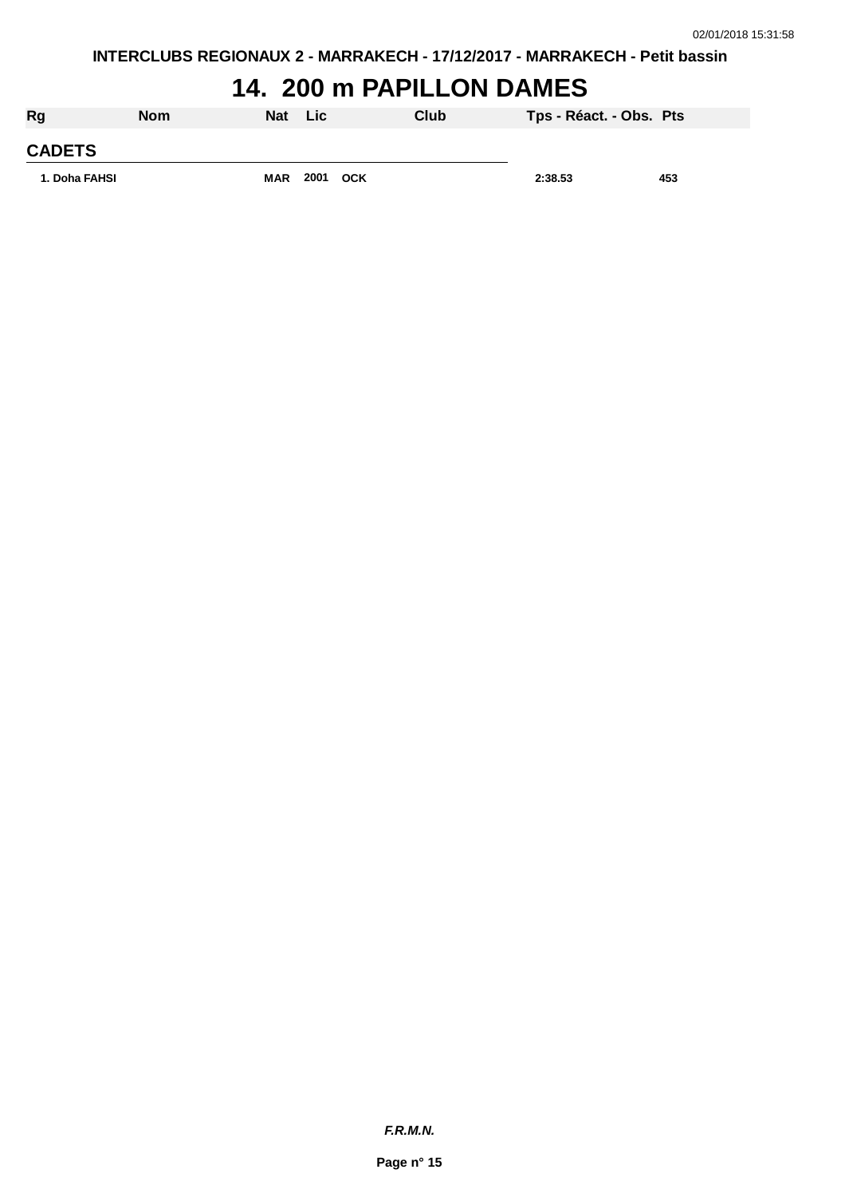# 14. 200 m PAPILLON DAMES

| Rg | Nom | Nat | Lic | Club | Tps - Réact. - Obs. | Pts |
|---|---|---|---|---|---|---|
| **CADETS** | | | | | | |
| 1. | Doha FAHSI | MAR | 2001 | OCK | 2:38.53 | 453 |

***F.R.M.N.***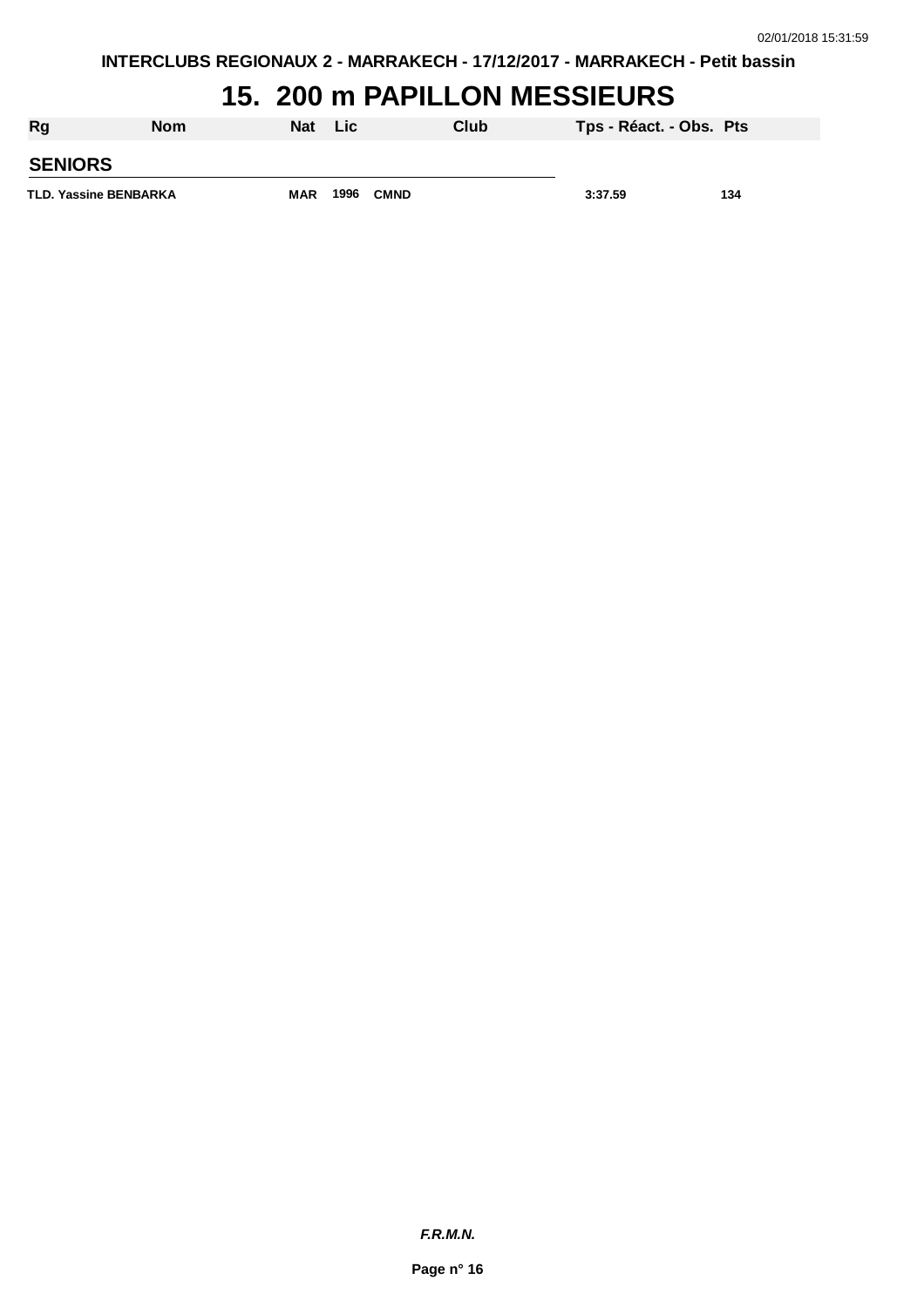INTERCLUBS REGIONAUX 2 - MARRAKECH - 17/12/2017 - MARRAKECH - Petit bassin

# 15. 200 m PAPILLON MESSIEURS

| Rg | Nom | Nat | Lic | Club | Tps - Réact. - Obs. | Pts |
|---|---|---|---|---|---|---|
| **SENIORS** | | | | | | |
| TLD. | Yassine BENBARKA | MAR | 1996 | CMND | 3:37.59 | 134 |

*F.R.M.N.*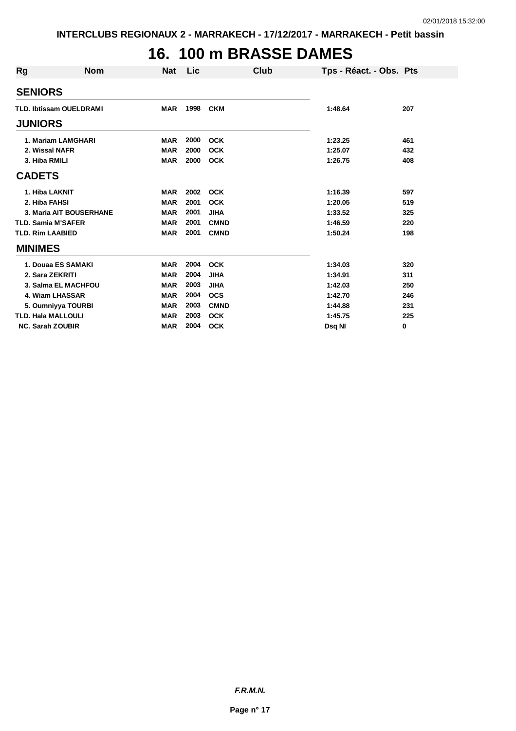# 16. 100 m BRASSE DAMES

| Rg | Nom | Nat | Lic | Club | Tps - Réact. - Obs. | Pts |
|---|---|---|---|---|---|---|
| **SENIORS** | | | | | | |
| TLD. | Ibtissam OUELDRAMI | MAR | 1998 | CKM | 1:48.64 | 207 |
| **JUNIORS** | | | | | | |
| 1. | Mariam LAMGHARI | MAR | 2000 | OCK | 1:23.25 | 461 |
| 2. | Wissal NAFR | MAR | 2000 | OCK | 1:25.07 | 432 |
| 3. | Hiba RMILI | MAR | 2000 | OCK | 1:26.75 | 408 |
| **CADETS** | | | | | | |
| 1. | Hiba LAKNIT | MAR | 2002 | OCK | 1:16.39 | 597 |
| 2. | Hiba FAHSI | MAR | 2001 | OCK | 1:20.05 | 519 |
| 3. | Maria AIT BOUSERHANE | MAR | 2001 | JIHA | 1:33.52 | 325 |
| TLD. | Samia M'SAFER | MAR | 2001 | CMND | 1:46.59 | 220 |
| TLD. | Rim LAABIED | MAR | 2001 | CMND | 1:50.24 | 198 |
| **MINIMES** | | | | | | |
| 1. | Douaa ES SAMAKI | MAR | 2004 | OCK | 1:34.03 | 320 |
| 2. | Sara ZEKRITI | MAR | 2004 | JIHA | 1:34.91 | 311 |
| 3. | Salma EL MACHFOU | MAR | 2003 | JIHA | 1:42.03 | 250 |
| 4. | Wiam LHASSAR | MAR | 2004 | OCS | 1:42.70 | 246 |
| 5. | Oumniyya TOURBI | MAR | 2003 | CMND | 1:44.88 | 231 |
| TLD. | Hala MALLOULI | MAR | 2003 | OCK | 1:45.75 | 225 |
| NC. | Sarah ZOUBIR | MAR | 2004 | OCK | Dsq NI | 0 |

***F.R.M.N.***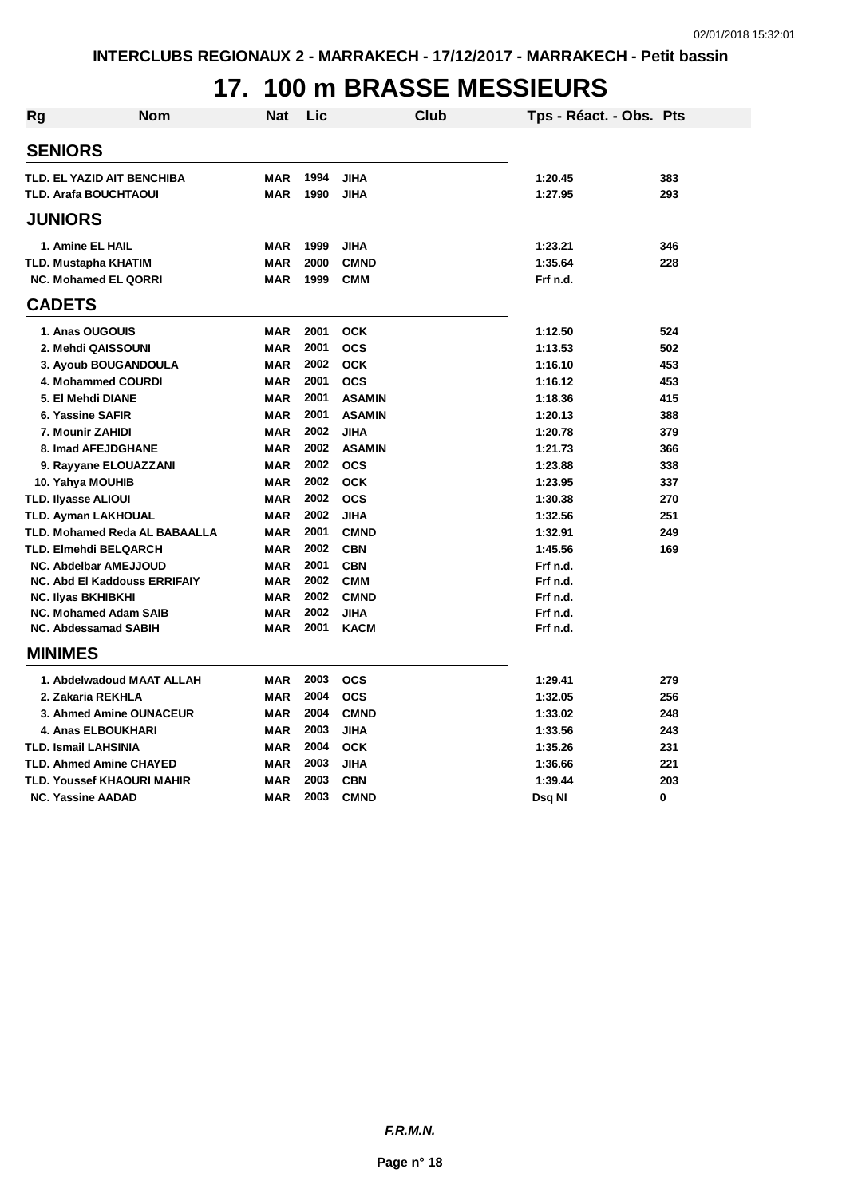INTERCLUBS REGIONAUX 2 - MARRAKECH - 17/12/2017 - MARRAKECH - Petit bassin

# 17. 100 m BRASSE MESSIEURS

| Rg | Nom | Nat | Lic | Club | Tps - Réact. - Obs. | Pts |
|---|---|---|---|---|---|---|
| **SENIORS** | | | | | | |
| TLD. | EL YAZID AIT BENCHIBA | MAR | 1994 | JIHA | 1:20.45 | 383 |
| TLD. | Arafa BOUCHTAOUI | MAR | 1990 | JIHA | 1:27.95 | 293 |
| **JUNIORS** | | | | | | |
| 1. | Amine EL HAIL | MAR | 1999 | JIHA | 1:23.21 | 346 |
| TLD. | Mustapha KHATIM | MAR | 2000 | CMND | 1:35.64 | 228 |
| NC. | Mohamed EL QORRI | MAR | 1999 | CMM | Frf n.d. | |
| **CADETS** | | | | | | |
| 1. | Anas OUGOUIS | MAR | 2001 | OCK | 1:12.50 | 524 |
| 2. | Mehdi QAISSOUNI | MAR | 2001 | OCS | 1:13.53 | 502 |
| 3. | Ayoub BOUGANDOULA | MAR | 2002 | OCK | 1:16.10 | 453 |
| 4. | Mohammed COURDI | MAR | 2001 | OCS | 1:16.12 | 453 |
| 5. | El Mehdi DIANE | MAR | 2001 | ASAMIN | 1:18.36 | 415 |
| 6. | Yassine SAFIR | MAR | 2001 | ASAMIN | 1:20.13 | 388 |
| 7. | Mounir ZAHIDI | MAR | 2002 | JIHA | 1:20.78 | 379 |
| 8. | Imad AFEJDGHANE | MAR | 2002 | ASAMIN | 1:21.73 | 366 |
| 9. | Rayyane ELOUAZZANI | MAR | 2002 | OCS | 1:23.88 | 338 |
| 10. | Yahya MOUHIB | MAR | 2002 | OCK | 1:23.95 | 337 |
| TLD. | Ilyasse ALIOUI | MAR | 2002 | OCS | 1:30.38 | 270 |
| TLD. | Ayman LAKHOUAL | MAR | 2002 | JIHA | 1:32.56 | 251 |
| TLD. | Mohamed Reda AL BABAALLA | MAR | 2001 | CMND | 1:32.91 | 249 |
| TLD. | Elmehdi BELQARCH | MAR | 2002 | CBN | 1:45.56 | 169 |
| NC. | Abdelbar AMEJJOUD | MAR | 2001 | CBN | Frf n.d. | |
| NC. | Abd El Kaddouss ERRIFAIY | MAR | 2002 | CMM | Frf n.d. | |
| NC. | Ilyas BKHIBKHI | MAR | 2002 | CMND | Frf n.d. | |
| NC. | Mohamed Adam SAIB | MAR | 2002 | JIHA | Frf n.d. | |
| NC. | Abdessamad SABIH | MAR | 2001 | KACM | Frf n.d. | |
| **MINIMES** | | | | | | |
| 1. | Abdelwadoud MAAT ALLAH | MAR | 2003 | OCS | 1:29.41 | 279 |
| 2. | Zakaria REKHLA | MAR | 2004 | OCS | 1:32.05 | 256 |
| 3. | Ahmed Amine OUNACEUR | MAR | 2004 | CMND | 1:33.02 | 248 |
| 4. | Anas ELBOUKHARI | MAR | 2003 | JIHA | 1:33.56 | 243 |
| TLD. | Ismail LAHSINIA | MAR | 2004 | OCK | 1:35.26 | 231 |
| TLD. | Ahmed Amine CHAYED | MAR | 2003 | JIHA | 1:36.66 | 221 |
| TLD. | Youssef KHAOURI MAHIR | MAR | 2003 | CBN | 1:39.44 | 203 |
| NC. | Yassine AADAD | MAR | 2003 | CMND | Dsq NI | 0 |

*F.R.M.N.*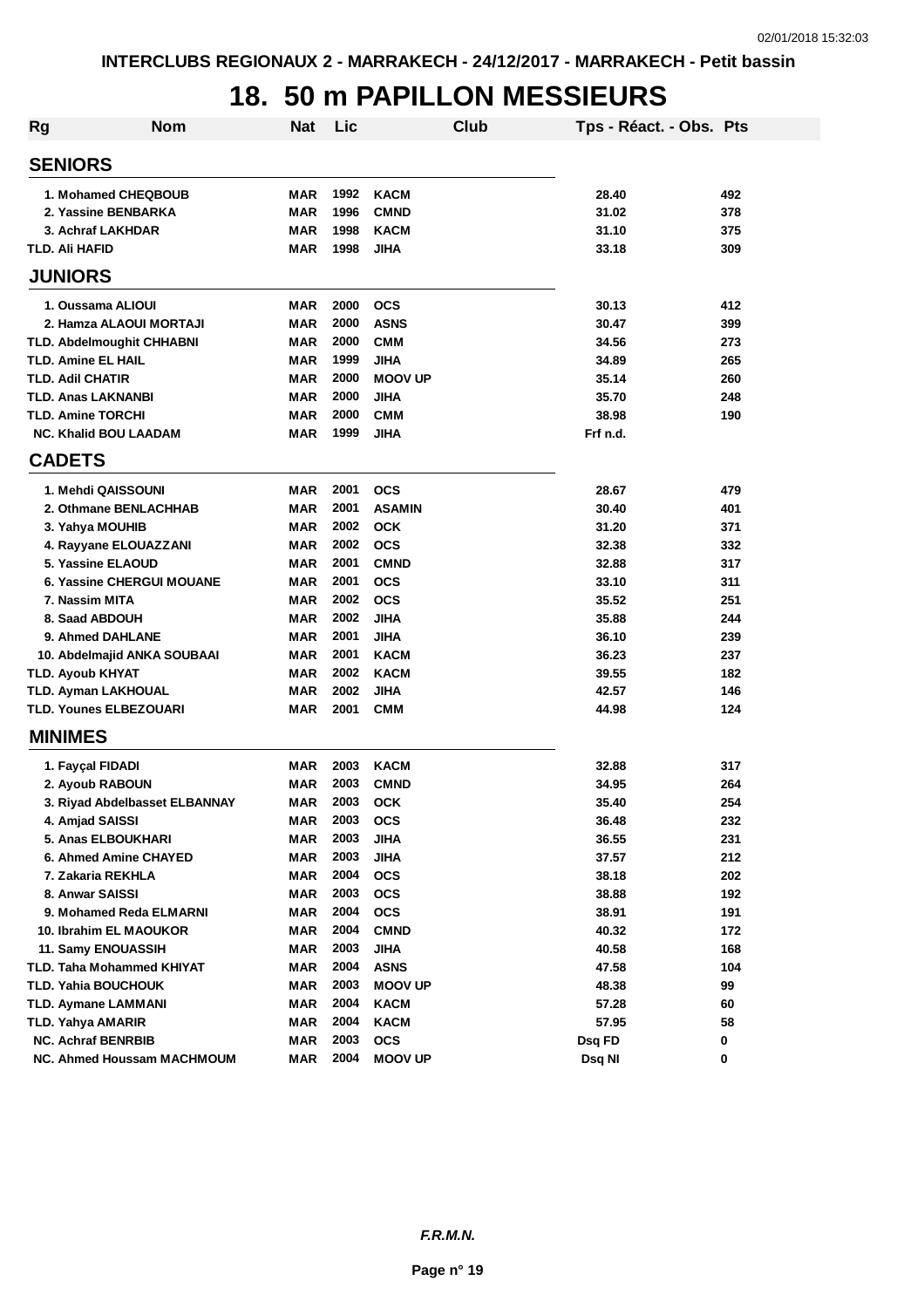# 18. 50 m PAPILLON MESSIEURS

| Rg | Nom | Nat | Lic | Club | Tps - Réact. - Obs. | Pts |
|---|---|---|---|---|---|---|
| **SENIORS** | | | | | | |
| 1. | Mohamed CHEQBOUB | MAR | 1992 | KACM | 28.40 | 492 |
| 2. | Yassine BENBARKA | MAR | 1996 | CMND | 31.02 | 378 |
| 3. | Achraf LAKHDAR | MAR | 1998 | KACM | 31.10 | 375 |
| TLD. | Ali HAFID | MAR | 1998 | JIHA | 33.18 | 309 |
| **JUNIORS** | | | | | | |
| 1. | Oussama ALIOUI | MAR | 2000 | OCS | 30.13 | 412 |
| 2. | Hamza ALAOUI MORTAJI | MAR | 2000 | ASNS | 30.47 | 399 |
| TLD. | Abdelmoughit CHHABNI | MAR | 2000 | CMM | 34.56 | 273 |
| TLD. | Amine EL HAIL | MAR | 1999 | JIHA | 34.89 | 265 |
| TLD. | Adil CHATIR | MAR | 2000 | MOOV UP | 35.14 | 260 |
| TLD. | Anas LAKNANBI | MAR | 2000 | JIHA | 35.70 | 248 |
| TLD. | Amine TORCHI | MAR | 2000 | CMM | 38.98 | 190 |
| NC. | Khalid BOU LAADAM | MAR | 1999 | JIHA | Frf n.d. | |
| **CADETS** | | | | | | |
| 1. | Mehdi QAISSOUNI | MAR | 2001 | OCS | 28.67 | 479 |
| 2. | Othmane BENLACHHAB | MAR | 2001 | ASAMIN | 30.40 | 401 |
| 3. | Yahya MOUHIB | MAR | 2002 | OCK | 31.20 | 371 |
| 4. | Rayyane ELOUAZZANI | MAR | 2002 | OCS | 32.38 | 332 |
| 5. | Yassine ELAOUD | MAR | 2001 | CMND | 32.88 | 317 |
| 6. | Yassine CHERGUI MOUANE | MAR | 2001 | OCS | 33.10 | 311 |
| 7. | Nassim MITA | MAR | 2002 | OCS | 35.52 | 251 |
| 8. | Saad ABDOUH | MAR | 2002 | JIHA | 35.88 | 244 |
| 9. | Ahmed DAHLANE | MAR | 2001 | JIHA | 36.10 | 239 |
| 10. | Abdelmajid ANKA SOUBAAI | MAR | 2001 | KACM | 36.23 | 237 |
| TLD. | Ayoub KHYAT | MAR | 2002 | KACM | 39.55 | 182 |
| TLD. | Ayman LAKHOUAL | MAR | 2002 | JIHA | 42.57 | 146 |
| TLD. | Younes ELBEZOUARI | MAR | 2001 | CMM | 44.98 | 124 |
| **MINIMES** | | | | | | |
| 1. | Fayçal FIDADI | MAR | 2003 | KACM | 32.88 | 317 |
| 2. | Ayoub RABOUN | MAR | 2003 | CMND | 34.95 | 264 |
| 3. | Riyad Abdelbasset ELBANNAY | MAR | 2003 | OCK | 35.40 | 254 |
| 4. | Amjad SAISSI | MAR | 2003 | OCS | 36.48 | 232 |
| 5. | Anas ELBOUKHARI | MAR | 2003 | JIHA | 36.55 | 231 |
| 6. | Ahmed Amine CHAYED | MAR | 2003 | JIHA | 37.57 | 212 |
| 7. | Zakaria REKHLA | MAR | 2004 | OCS | 38.18 | 202 |
| 8. | Anwar SAISSI | MAR | 2003 | OCS | 38.88 | 192 |
| 9. | Mohamed Reda ELMARNI | MAR | 2004 | OCS | 38.91 | 191 |
| 10. | Ibrahim EL MAOUKOR | MAR | 2004 | CMND | 40.32 | 172 |
| 11. | Samy ENOUASSIH | MAR | 2003 | JIHA | 40.58 | 168 |
| TLD. | Taha Mohammed KHIYAT | MAR | 2004 | ASNS | 47.58 | 104 |
| TLD. | Yahia BOUCHOUK | MAR | 2003 | MOOV UP | 48.38 | 99 |
| TLD. | Aymane LAMMANI | MAR | 2004 | KACM | 57.28 | 60 |
| TLD. | Yahya AMARIR | MAR | 2004 | KACM | 57.95 | 58 |
| NC. | Achraf BENRBIB | MAR | 2003 | OCS | Dsq FD | 0 |
| NC. | Ahmed Houssam MACHMOUM | MAR | 2004 | MOOV UP | Dsq NI | 0 |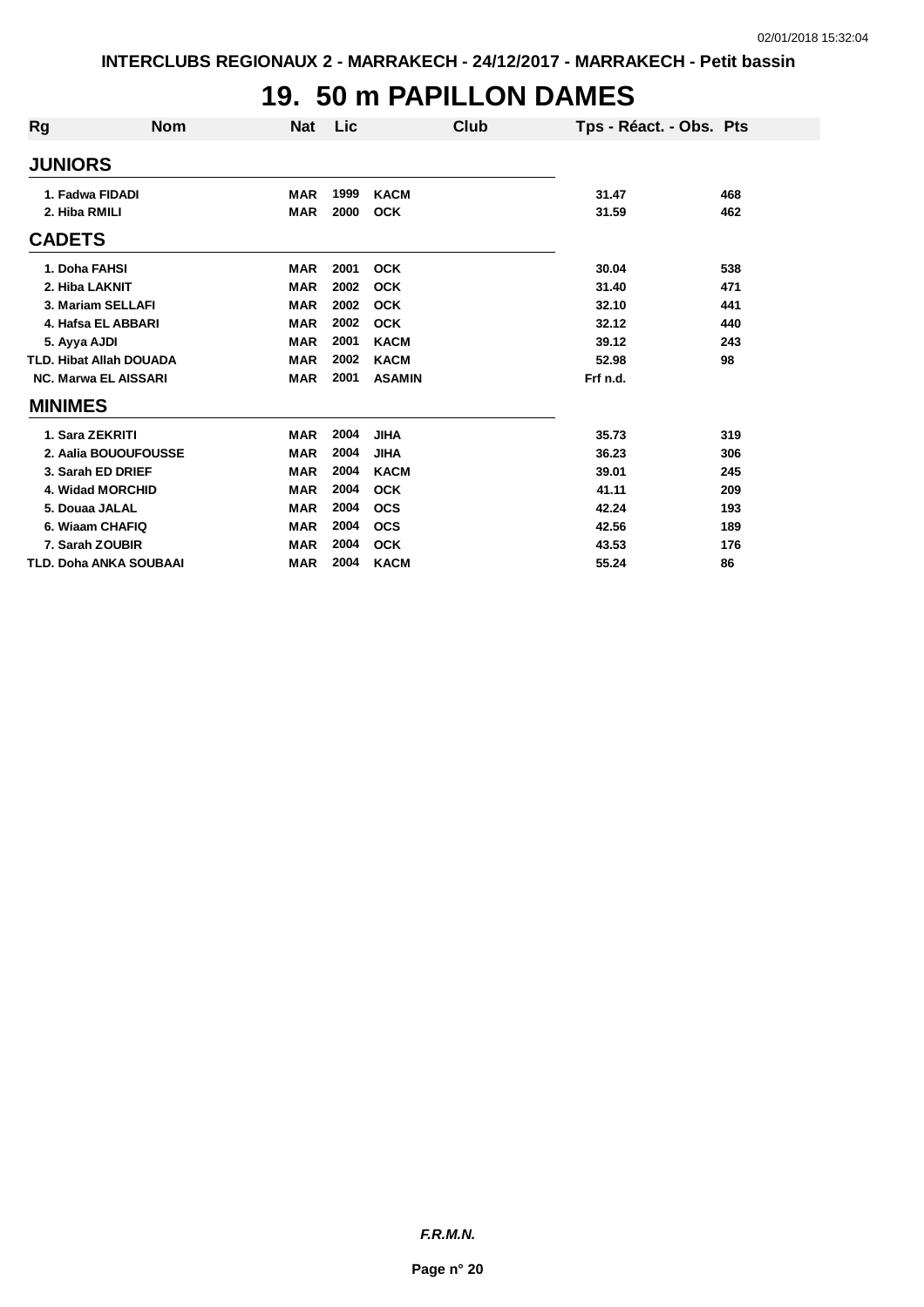# 19. 50 m PAPILLON DAMES

| Rg | Nom | Nat | Lic | Club | Tps - Réact. - Obs. | Pts |
|---|---|---|---|---|---|---|
| **JUNIORS** | | | | | | |
| 1. | Fadwa FIDADI | MAR | 1999 | KACM | 31.47 | 468 |
| 2. | Hiba RMILI | MAR | 2000 | OCK | 31.59 | 462 |
| **CADETS** | | | | | | |
| 1. | Doha FAHSI | MAR | 2001 | OCK | 30.04 | 538 |
| 2. | Hiba LAKNIT | MAR | 2002 | OCK | 31.40 | 471 |
| 3. | Mariam SELLAFI | MAR | 2002 | OCK | 32.10 | 441 |
| 4. | Hafsa EL ABBARI | MAR | 2002 | OCK | 32.12 | 440 |
| 5. | Ayya AJDI | MAR | 2001 | KACM | 39.12 | 243 |
| TLD. | Hibat Allah DOUADA | MAR | 2002 | KACM | 52.98 | 98 |
| NC. | Marwa EL AISSARI | MAR | 2001 | ASAMIN | Frf n.d. | |
| **MINIMES** | | | | | | |
| 1. | Sara ZEKRITI | MAR | 2004 | JIHA | 35.73 | 319 |
| 2. | Aalia BOUOUFOUSSE | MAR | 2004 | JIHA | 36.23 | 306 |
| 3. | Sarah ED DRIEF | MAR | 2004 | KACM | 39.01 | 245 |
| 4. | Widad MORCHID | MAR | 2004 | OCK | 41.11 | 209 |
| 5. | Douaa JALAL | MAR | 2004 | OCS | 42.24 | 193 |
| 6. | Wiaam CHAFIQ | MAR | 2004 | OCS | 42.56 | 189 |
| 7. | Sarah ZOUBIR | MAR | 2004 | OCK | 43.53 | 176 |
| TLD. | Doha ANKA SOUBAAI | MAR | 2004 | KACM | 55.24 | 86 |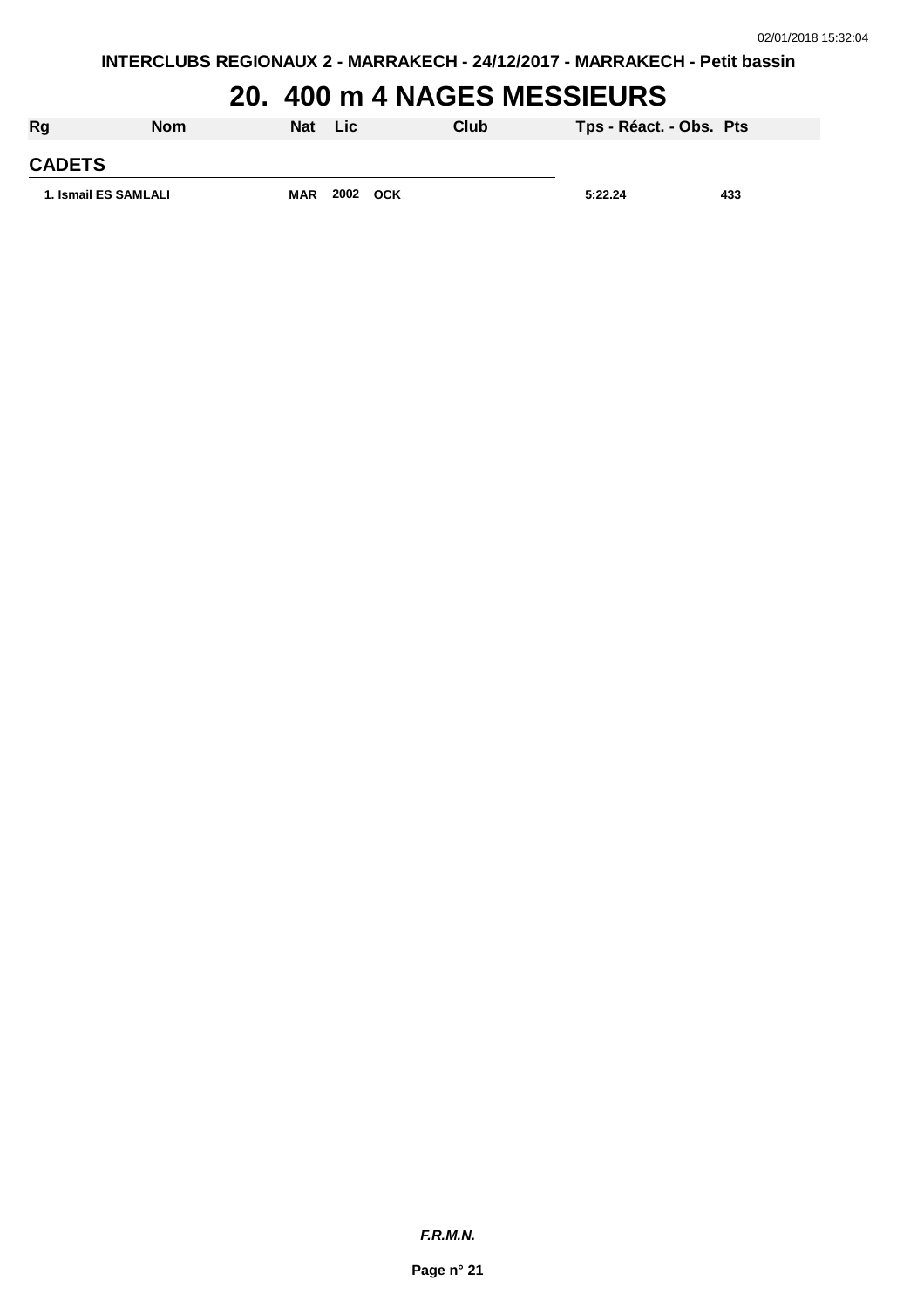INTERCLUBS REGIONAUX 2 - MARRAKECH - 24/12/2017 - MARRAKECH - Petit bassin

# 20. 400 m 4 NAGES MESSIEURS

| Rg | Nom | Nat | Lic | Club | Tps - Réact. - Obs. | Pts |
|---|---|---|---|---|---|---|
| **CADETS** | | | | | | |
| 1. | Ismail ES SAMLALI | MAR | 2002 | OCK | 5:22.24 | 433 |

***F.R.M.N.***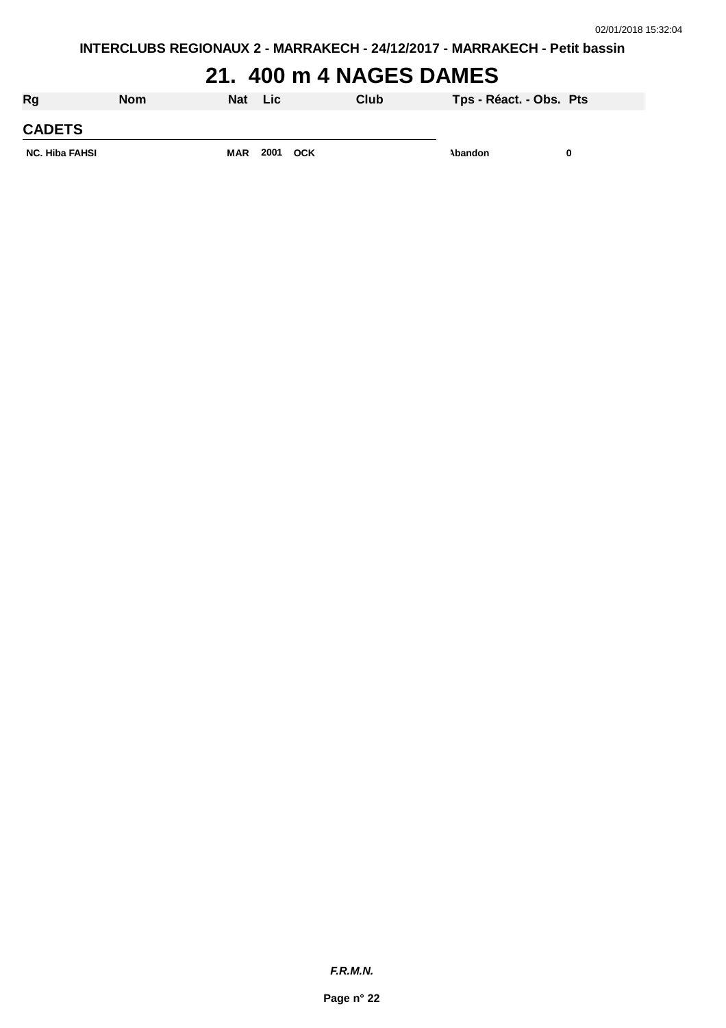INTERCLUBS REGIONAUX 2 - MARRAKECH - 24/12/2017 - MARRAKECH - Petit bassin

# 21. 400 m 4 NAGES DAMES

| Rg | Nom | Nat | Lic | Club | Tps - Réact. - Obs. | Pts |
|---|---|---|---|---|---|---|
| **CADETS** | | | | | | |
| NC. | Hiba FAHSI | MAR | 2001 | OCK | Abandon | 0 |

*F.R.M.N.*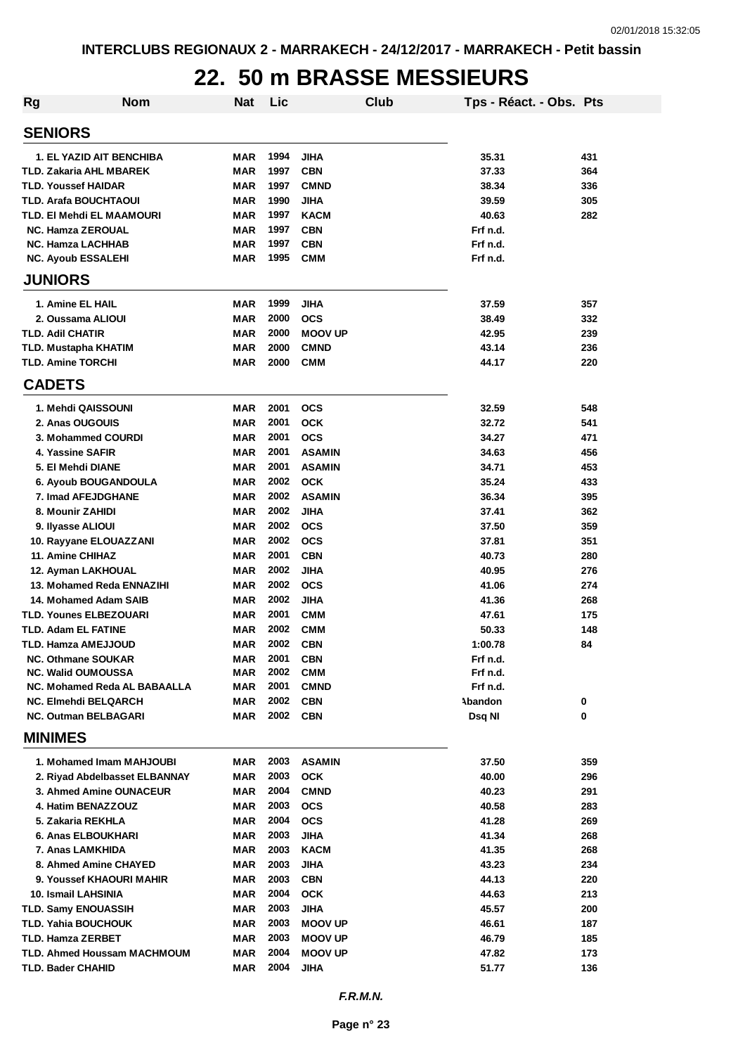INTERCLUBS REGIONAUX 2 - MARRAKECH - 24/12/2017 - MARRAKECH - Petit bassin

# 22. 50 m BRASSE MESSIEURS

| Rg | Nom | Nat | Lic | Club | Tps - Réact. - Obs. | Pts |
|---|---|---|---|---|---|---|
| **SENIORS** | | | | | | |
| 1. | EL YAZID AIT BENCHIBA | MAR | 1994 | JIHA | 35.31 | 431 |
| TLD. | Zakaria AHL MBAREK | MAR | 1997 | CBN | 37.33 | 364 |
| TLD. | Youssef HAIDAR | MAR | 1997 | CMND | 38.34 | 336 |
| TLD. | Arafa BOUCHTAOUI | MAR | 1990 | JIHA | 39.59 | 305 |
| TLD. | El Mehdi EL MAAMOURI | MAR | 1997 | KACM | 40.63 | 282 |
| NC. | Hamza ZEROUAL | MAR | 1997 | CBN | Frf n.d. | |
| NC. | Hamza LACHHAB | MAR | 1997 | CBN | Frf n.d. | |
| NC. | Ayoub ESSALEHI | MAR | 1995 | CMM | Frf n.d. | |
| **JUNIORS** | | | | | | |
| 1. | Amine EL HAIL | MAR | 1999 | JIHA | 37.59 | 357 |
| 2. | Oussama ALIOUI | MAR | 2000 | OCS | 38.49 | 332 |
| TLD. | Adil CHATIR | MAR | 2000 | MOOV UP | 42.95 | 239 |
| TLD. | Mustapha KHATIM | MAR | 2000 | CMND | 43.14 | 236 |
| TLD. | Amine TORCHI | MAR | 2000 | CMM | 44.17 | 220 |
| **CADETS** | | | | | | |
| 1. | Mehdi QAISSOUNI | MAR | 2001 | OCS | 32.59 | 548 |
| 2. | Anas OUGOUIS | MAR | 2001 | OCK | 32.72 | 541 |
| 3. | Mohammed COURDI | MAR | 2001 | OCS | 34.27 | 471 |
| 4. | Yassine SAFIR | MAR | 2001 | ASAMIN | 34.63 | 456 |
| 5. | El Mehdi DIANE | MAR | 2001 | ASAMIN | 34.71 | 453 |
| 6. | Ayoub BOUGANDOULA | MAR | 2002 | OCK | 35.24 | 433 |
| 7. | Imad AFEJDGHANE | MAR | 2002 | ASAMIN | 36.34 | 395 |
| 8. | Mounir ZAHIDI | MAR | 2002 | JIHA | 37.41 | 362 |
| 9. | Ilyasse ALIOUI | MAR | 2002 | OCS | 37.50 | 359 |
| 10. | Rayyane ELOUAZZANI | MAR | 2002 | OCS | 37.81 | 351 |
| 11. | Amine CHIHAZ | MAR | 2001 | CBN | 40.73 | 280 |
| 12. | Ayman LAKHOUAL | MAR | 2002 | JIHA | 40.95 | 276 |
| 13. | Mohamed Reda ENNAZIHI | MAR | 2002 | OCS | 41.06 | 274 |
| 14. | Mohamed Adam SAIB | MAR | 2002 | JIHA | 41.36 | 268 |
| TLD. | Younes ELBEZOUARI | MAR | 2001 | CMM | 47.61 | 175 |
| TLD. | Adam EL FATINE | MAR | 2002 | CMM | 50.33 | 148 |
| TLD. | Hamza AMEJJOUD | MAR | 2002 | CBN | 1:00.78 | 84 |
| NC. | Othmane SOUKAR | MAR | 2001 | CBN | Frf n.d. | |
| NC. | Walid OUMOUSSA | MAR | 2002 | CMM | Frf n.d. | |
| NC. | Mohamed Reda AL BABAALLA | MAR | 2001 | CMND | Frf n.d. | |
| NC. | Elmehdi BELQARCH | MAR | 2002 | CBN | Abandon | 0 |
| NC. | Outman BELBAGARI | MAR | 2002 | CBN | Dsq NI | 0 |
| **MINIMES** | | | | | | |
| 1. | Mohamed Imam MAHJOUBI | MAR | 2003 | ASAMIN | 37.50 | 359 |
| 2. | Riyad Abdelbasset ELBANNAY | MAR | 2003 | OCK | 40.00 | 296 |
| 3. | Ahmed Amine OUNACEUR | MAR | 2004 | CMND | 40.23 | 291 |
| 4. | Hatim BENAZZOUZ | MAR | 2003 | OCS | 40.58 | 283 |
| 5. | Zakaria REKHLA | MAR | 2004 | OCS | 41.28 | 269 |
| 6. | Anas ELBOUKHARI | MAR | 2003 | JIHA | 41.34 | 268 |
| 7. | Anas LAMKHIDA | MAR | 2003 | KACM | 41.35 | 268 |
| 8. | Ahmed Amine CHAYED | MAR | 2003 | JIHA | 43.23 | 234 |
| 9. | Youssef KHAOURI MAHIR | MAR | 2003 | CBN | 44.13 | 220 |
| 10. | Ismail LAHSINIA | MAR | 2004 | OCK | 44.63 | 213 |
| TLD. | Samy ENOUASSIH | MAR | 2003 | JIHA | 45.57 | 200 |
| TLD. | Yahia BOUCHOUK | MAR | 2003 | MOOV UP | 46.61 | 187 |
| TLD. | Hamza ZERBET | MAR | 2003 | MOOV UP | 46.79 | 185 |
| TLD. | Ahmed Houssam MACHMOUM | MAR | 2004 | MOOV UP | 47.82 | 173 |
| TLD. | Bader CHAHID | MAR | 2004 | JIHA | 51.77 | 136 |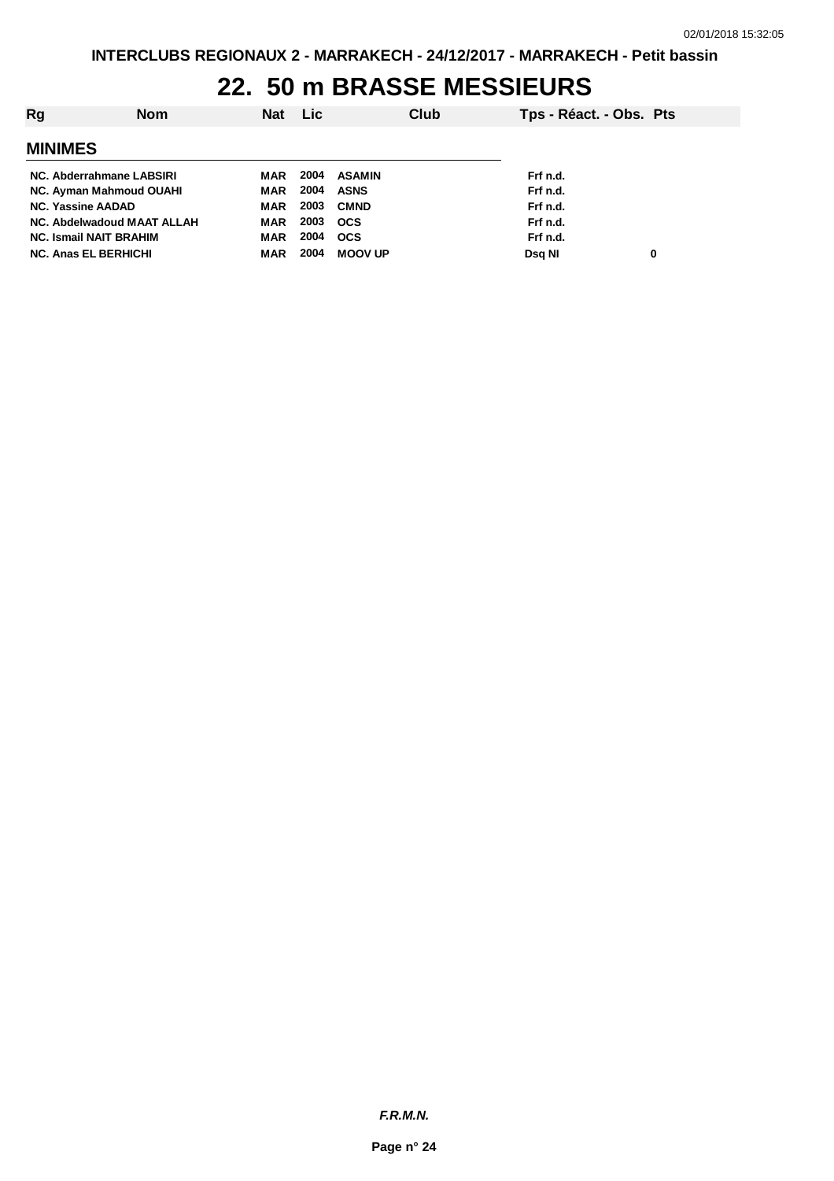INTERCLUBS REGIONAUX 2 - MARRAKECH - 24/12/2017 - MARRAKECH - Petit bassin

# 22. 50 m BRASSE MESSIEURS

| Rg | Nom | Nat | Lic | Club | Tps - Réact. - Obs. | Pts |
|---|---|---|---|---|---|---|

## MINIMES

| Rg | Nom | Nat | Lic | Club | Tps - Réact. - Obs. | Pts |
|---|---|---|---|---|---|---|
| NC. | Abderrahmane LABSIRI | MAR | 2004 | ASAMIN | Frf n.d. | |
| NC. | Ayman Mahmoud OUAHI | MAR | 2004 | ASNS | Frf n.d. | |
| NC. | Yassine AADAD | MAR | 2003 | CMND | Frf n.d. | |
| NC. | Abdelwadoud MAAT ALLAH | MAR | 2003 | OCS | Frf n.d. | |
| NC. | Ismail NAIT BRAHIM | MAR | 2004 | OCS | Frf n.d. | |
| NC. | Anas EL BERHICHI | MAR | 2004 | MOOV UP | Dsq NI | 0 |

*F.R.M.N.*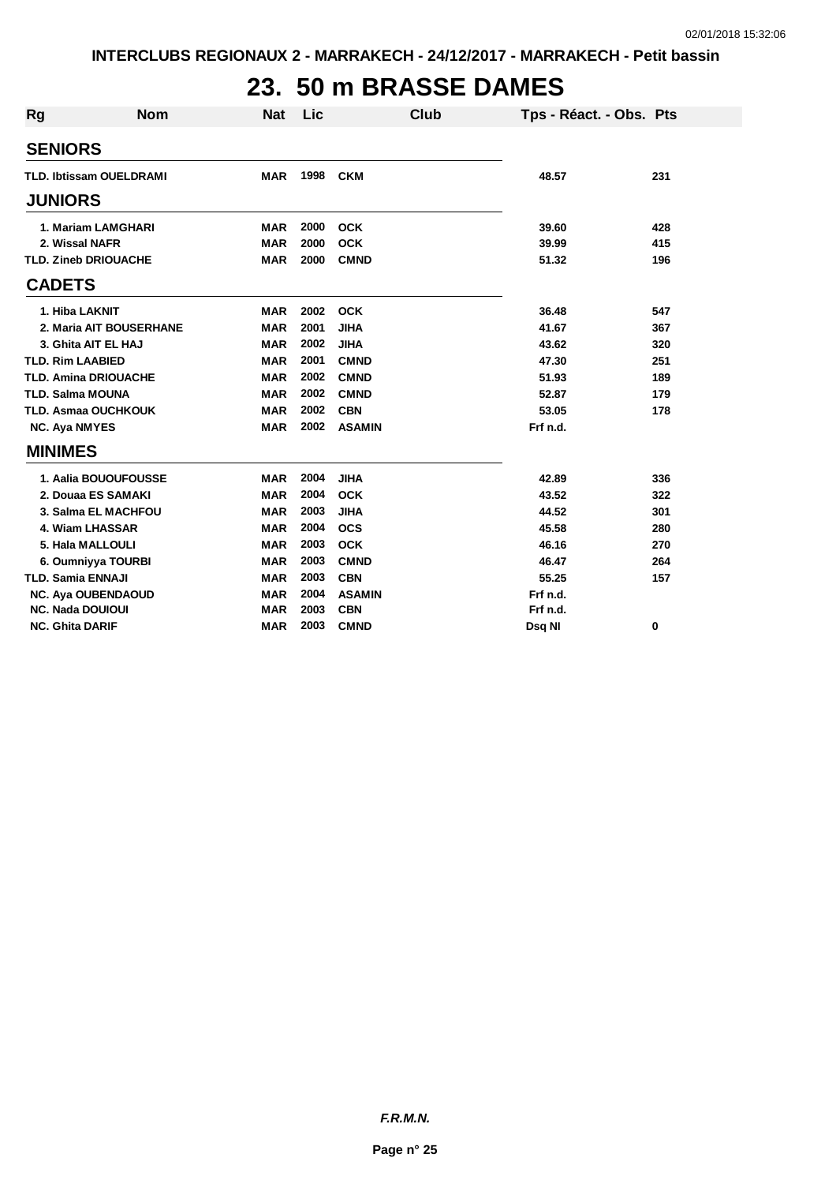INTERCLUBS REGIONAUX 2 - MARRAKECH - 24/12/2017 - MARRAKECH - Petit bassin

# 23. 50 m BRASSE DAMES

| Rg | Nom | Nat | Lic | Club | Tps - Réact. - Obs. | Pts |
|---|---|---|---|---|---|---|
| **SENIORS** | | | | | | |
| TLD. | Ibtissam OUELDRAMI | MAR | 1998 | CKM | 48.57 | 231 |
| **JUNIORS** | | | | | | |
| 1. | Mariam LAMGHARI | MAR | 2000 | OCK | 39.60 | 428 |
| 2. | Wissal NAFR | MAR | 2000 | OCK | 39.99 | 415 |
| TLD. | Zineb DRIOUACHE | MAR | 2000 | CMND | 51.32 | 196 |
| **CADETS** | | | | | | |
| 1. | Hiba LAKNIT | MAR | 2002 | OCK | 36.48 | 547 |
| 2. | Maria AIT BOUSERHANE | MAR | 2001 | JIHA | 41.67 | 367 |
| 3. | Ghita AIT EL HAJ | MAR | 2002 | JIHA | 43.62 | 320 |
| TLD. | Rim LAABIED | MAR | 2001 | CMND | 47.30 | 251 |
| TLD. | Amina DRIOUACHE | MAR | 2002 | CMND | 51.93 | 189 |
| TLD. | Salma MOUNA | MAR | 2002 | CMND | 52.87 | 179 |
| TLD. | Asmaa OUCHKOUK | MAR | 2002 | CBN | 53.05 | 178 |
| NC. | Aya NMYES | MAR | 2002 | ASAMIN | Frf n.d. | |
| **MINIMES** | | | | | | |
| 1. | Aalia BOUOUFOUSSE | MAR | 2004 | JIHA | 42.89 | 336 |
| 2. | Douaa ES SAMAKI | MAR | 2004 | OCK | 43.52 | 322 |
| 3. | Salma EL MACHFOU | MAR | 2003 | JIHA | 44.52 | 301 |
| 4. | Wiam LHASSAR | MAR | 2004 | OCS | 45.58 | 280 |
| 5. | Hala MALLOULI | MAR | 2003 | OCK | 46.16 | 270 |
| 6. | Oumniyya TOURBI | MAR | 2003 | CMND | 46.47 | 264 |
| TLD. | Samia ENNAJI | MAR | 2003 | CBN | 55.25 | 157 |
| NC. | Aya OUBENDAOUD | MAR | 2004 | ASAMIN | Frf n.d. | |
| NC. | Nada DOUIOUI | MAR | 2003 | CBN | Frf n.d. | |
| NC. | Ghita DARIF | MAR | 2003 | CMND | Dsq NI | 0 |

*F.R.M.N.*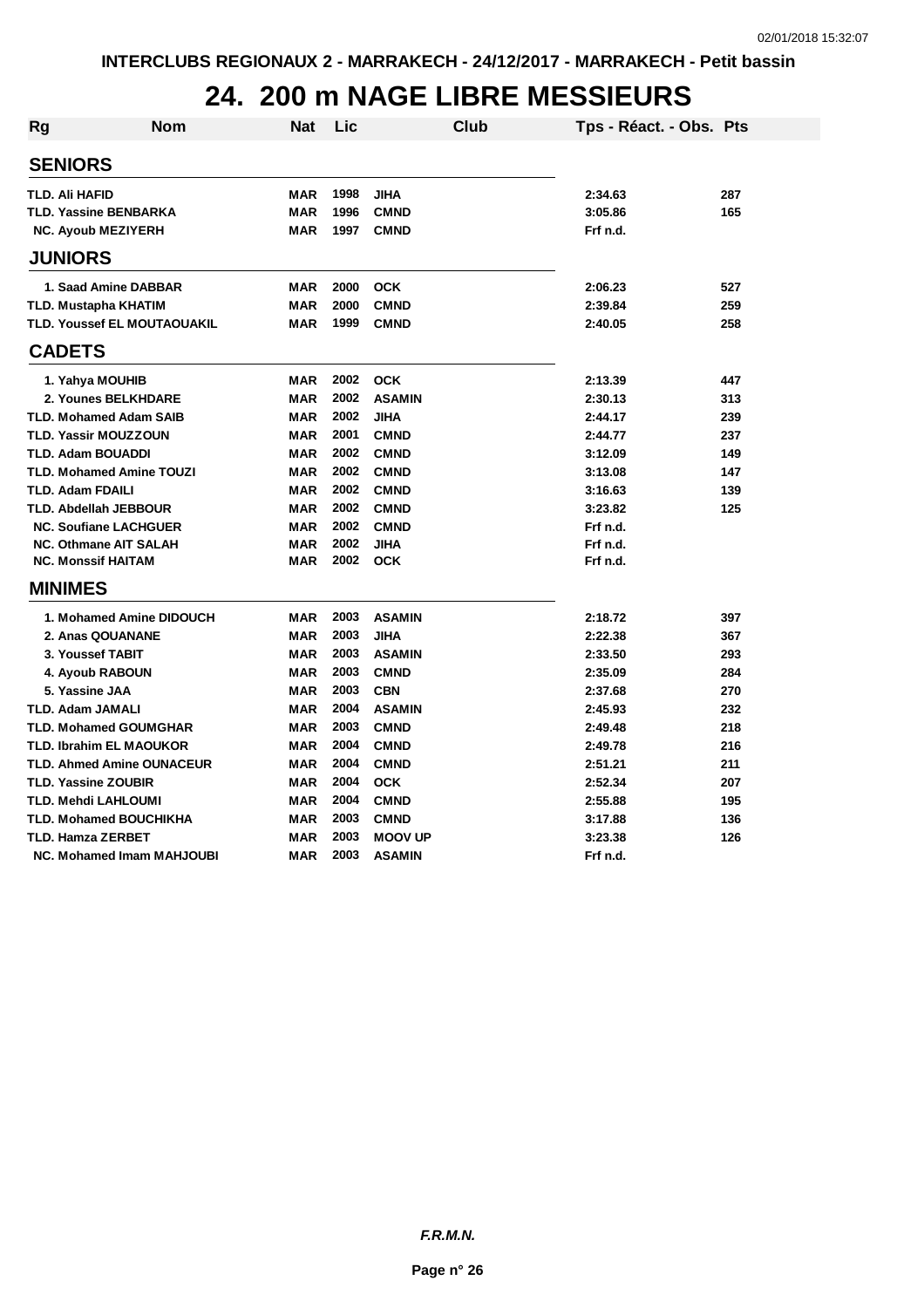INTERCLUBS REGIONAUX 2 - MARRAKECH - 24/12/2017 - MARRAKECH - Petit bassin

# 24. 200 m NAGE LIBRE MESSIEURS

| Rg | Nom | Nat | Lic | Club | Tps - Réact. - Obs. | Pts |
|---|---|---|---|---|---|---|
| **SENIORS** | | | | | | |
| TLD. | Ali HAFID | MAR | 1998 | JIHA | 2:34.63 | 287 |
| TLD. | Yassine BENBARKA | MAR | 1996 | CMND | 3:05.86 | 165 |
| NC. | Ayoub MEZIYERH | MAR | 1997 | CMND | Frf n.d. | |
| **JUNIORS** | | | | | | |
| 1. | Saad Amine DABBAR | MAR | 2000 | OCK | 2:06.23 | 527 |
| TLD. | Mustapha KHATIM | MAR | 2000 | CMND | 2:39.84 | 259 |
| TLD. | Youssef EL MOUTAOUAKIL | MAR | 1999 | CMND | 2:40.05 | 258 |
| **CADETS** | | | | | | |
| 1. | Yahya MOUHIB | MAR | 2002 | OCK | 2:13.39 | 447 |
| 2. | Younes BELKHDARE | MAR | 2002 | ASAMIN | 2:30.13 | 313 |
| TLD. | Mohamed Adam SAIB | MAR | 2002 | JIHA | 2:44.17 | 239 |
| TLD. | Yassir MOUZZOUN | MAR | 2001 | CMND | 2:44.77 | 237 |
| TLD. | Adam BOUADDI | MAR | 2002 | CMND | 3:12.09 | 149 |
| TLD. | Mohamed Amine TOUZI | MAR | 2002 | CMND | 3:13.08 | 147 |
| TLD. | Adam FDAILI | MAR | 2002 | CMND | 3:16.63 | 139 |
| TLD. | Abdellah JEBBOUR | MAR | 2002 | CMND | 3:23.82 | 125 |
| NC. | Soufiane LACHGUER | MAR | 2002 | CMND | Frf n.d. | |
| NC. | Othmane AIT SALAH | MAR | 2002 | JIHA | Frf n.d. | |
| NC. | Monssif HAITAM | MAR | 2002 | OCK | Frf n.d. | |
| **MINIMES** | | | | | | |
| 1. | Mohamed Amine DIDOUCH | MAR | 2003 | ASAMIN | 2:18.72 | 397 |
| 2. | Anas QOUANANE | MAR | 2003 | JIHA | 2:22.38 | 367 |
| 3. | Youssef TABIT | MAR | 2003 | ASAMIN | 2:33.50 | 293 |
| 4. | Ayoub RABOUN | MAR | 2003 | CMND | 2:35.09 | 284 |
| 5. | Yassine JAA | MAR | 2003 | CBN | 2:37.68 | 270 |
| TLD. | Adam JAMALI | MAR | 2004 | ASAMIN | 2:45.93 | 232 |
| TLD. | Mohamed GOUMGHAR | MAR | 2003 | CMND | 2:49.48 | 218 |
| TLD. | Ibrahim EL MAOUKOR | MAR | 2004 | CMND | 2:49.78 | 216 |
| TLD. | Ahmed Amine OUNACEUR | MAR | 2004 | CMND | 2:51.21 | 211 |
| TLD. | Yassine ZOUBIR | MAR | 2004 | OCK | 2:52.34 | 207 |
| TLD. | Mehdi LAHLOUMI | MAR | 2004 | CMND | 2:55.88 | 195 |
| TLD. | Mohamed BOUCHIKHA | MAR | 2003 | CMND | 3:17.88 | 136 |
| TLD. | Hamza ZERBET | MAR | 2003 | MOOV UP | 3:23.38 | 126 |
| NC. | Mohamed Imam MAHJOUBI | MAR | 2003 | ASAMIN | Frf n.d. | |

*F.R.M.N.*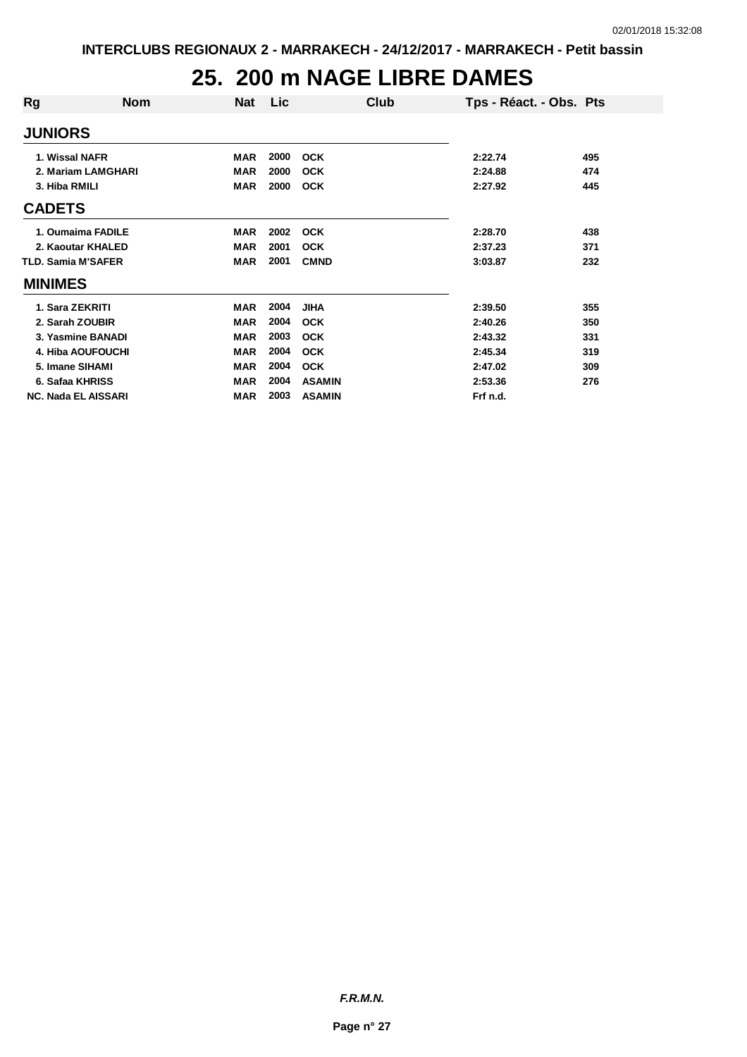INTERCLUBS REGIONAUX 2 - MARRAKECH - 24/12/2017 - MARRAKECH - Petit bassin

# 25. 200 m NAGE LIBRE DAMES

| Rg | Nom | Nat | Lic | Club | Tps - Réact. - Obs. | Pts |
|---|---|---|---|---|---|---|
| **JUNIORS** | | | | | | |
| 1. | Wissal NAFR | MAR | 2000 | OCK | 2:22.74 | 495 |
| 2. | Mariam LAMGHARI | MAR | 2000 | OCK | 2:24.88 | 474 |
| 3. | Hiba RMILI | MAR | 2000 | OCK | 2:27.92 | 445 |
| **CADETS** | | | | | | |
| 1. | Oumaima FADILE | MAR | 2002 | OCK | 2:28.70 | 438 |
| 2. | Kaoutar KHALED | MAR | 2001 | OCK | 2:37.23 | 371 |
| TLD. | Samia M'SAFER | MAR | 2001 | CMND | 3:03.87 | 232 |
| **MINIMES** | | | | | | |
| 1. | Sara ZEKRITI | MAR | 2004 | JIHA | 2:39.50 | 355 |
| 2. | Sarah ZOUBIR | MAR | 2004 | OCK | 2:40.26 | 350 |
| 3. | Yasmine BANADI | MAR | 2003 | OCK | 2:43.32 | 331 |
| 4. | Hiba AOUFOUCHI | MAR | 2004 | OCK | 2:45.34 | 319 |
| 5. | Imane SIHAMI | MAR | 2004 | OCK | 2:47.02 | 309 |
| 6. | Safaa KHRISS | MAR | 2004 | ASAMIN | 2:53.36 | 276 |
| NC. | Nada EL AISSARI | MAR | 2003 | ASAMIN | Frf n.d. | |

*F.R.M.N.*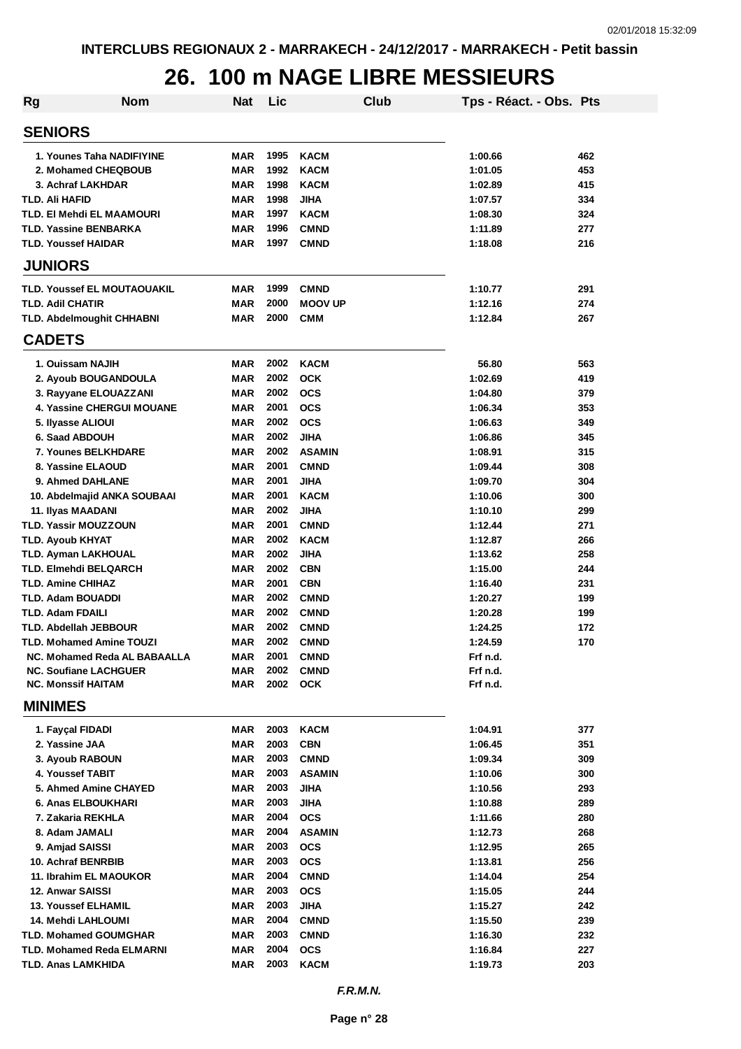INTERCLUBS REGIONAUX 2 - MARRAKECH - 24/12/2017 - MARRAKECH - Petit bassin

# 26. 100 m NAGE LIBRE MESSIEURS

| Rg | Nom | Nat | Lic | Club | Tps - Réact. - Obs. | Pts |
|---|---|---|---|---|---|---|
| **SENIORS** | | | | | | |
| 1. | Younes Taha NADIFIYINE | MAR | 1995 | KACM | 1:00.66 | 462 |
| 2. | Mohamed CHEQBOUB | MAR | 1992 | KACM | 1:01.05 | 453 |
| 3. | Achraf LAKHDAR | MAR | 1998 | KACM | 1:02.89 | 415 |
| TLD. | Ali HAFID | MAR | 1998 | JIHA | 1:07.57 | 334 |
| TLD. | El Mehdi EL MAAMOURI | MAR | 1997 | KACM | 1:08.30 | 324 |
| TLD. | Yassine BENBARKA | MAR | 1996 | CMND | 1:11.89 | 277 |
| TLD. | Youssef HAIDAR | MAR | 1997 | CMND | 1:18.08 | 216 |
| **JUNIORS** | | | | | | |
| TLD. | Youssef EL MOUTAOUAKIL | MAR | 1999 | CMND | 1:10.77 | 291 |
| TLD. | Adil CHATIR | MAR | 2000 | MOOV UP | 1:12.16 | 274 |
| TLD. | Abdelmoughit CHHABNI | MAR | 2000 | CMM | 1:12.84 | 267 |
| **CADETS** | | | | | | |
| 1. | Ouissam NAJIH | MAR | 2002 | KACM | 56.80 | 563 |
| 2. | Ayoub BOUGANDOULA | MAR | 2002 | OCK | 1:02.69 | 419 |
| 3. | Rayyane ELOUAZZANI | MAR | 2002 | OCS | 1:04.80 | 379 |
| 4. | Yassine CHERGUI MOUANE | MAR | 2001 | OCS | 1:06.34 | 353 |
| 5. | Ilyasse ALIOUI | MAR | 2002 | OCS | 1:06.63 | 349 |
| 6. | Saad ABDOUH | MAR | 2002 | JIHA | 1:06.86 | 345 |
| 7. | Younes BELKHDARE | MAR | 2002 | ASAMIN | 1:08.91 | 315 |
| 8. | Yassine ELAOUD | MAR | 2001 | CMND | 1:09.44 | 308 |
| 9. | Ahmed DAHLANE | MAR | 2001 | JIHA | 1:09.70 | 304 |
| 10. | Abdelmajid ANKA SOUBAAI | MAR | 2001 | KACM | 1:10.06 | 300 |
| 11. | Ilyas MAADANI | MAR | 2002 | JIHA | 1:10.10 | 299 |
| TLD. | Yassir MOUZZOUN | MAR | 2001 | CMND | 1:12.44 | 271 |
| TLD. | Ayoub KHYAT | MAR | 2002 | KACM | 1:12.87 | 266 |
| TLD. | Ayman LAKHOUAL | MAR | 2002 | JIHA | 1:13.62 | 258 |
| TLD. | Elmehdi BELQARCH | MAR | 2002 | CBN | 1:15.00 | 244 |
| TLD. | Amine CHIHAZ | MAR | 2001 | CBN | 1:16.40 | 231 |
| TLD. | Adam BOUADDI | MAR | 2002 | CMND | 1:20.27 | 199 |
| TLD. | Adam FDAILI | MAR | 2002 | CMND | 1:20.28 | 199 |
| TLD. | Abdellah JEBBOUR | MAR | 2002 | CMND | 1:24.25 | 172 |
| TLD. | Mohamed Amine TOUZI | MAR | 2002 | CMND | 1:24.59 | 170 |
| NC. | Mohamed Reda AL BABAALLA | MAR | 2001 | CMND | Frf n.d. | |
| NC. | Soufiane LACHGUER | MAR | 2002 | CMND | Frf n.d. | |
| NC. | Monssif HAITAM | MAR | 2002 | OCK | Frf n.d. | |
| **MINIMES** | | | | | | |
| 1. | Fayçal FIDADI | MAR | 2003 | KACM | 1:04.91 | 377 |
| 2. | Yassine JAA | MAR | 2003 | CBN | 1:06.45 | 351 |
| 3. | Ayoub RABOUN | MAR | 2003 | CMND | 1:09.34 | 309 |
| 4. | Youssef TABIT | MAR | 2003 | ASAMIN | 1:10.06 | 300 |
| 5. | Ahmed Amine CHAYED | MAR | 2003 | JIHA | 1:10.56 | 293 |
| 6. | Anas ELBOUKHARI | MAR | 2003 | JIHA | 1:10.88 | 289 |
| 7. | Zakaria REKHLA | MAR | 2004 | OCS | 1:11.66 | 280 |
| 8. | Adam JAMALI | MAR | 2004 | ASAMIN | 1:12.73 | 268 |
| 9. | Amjad SAISSI | MAR | 2003 | OCS | 1:12.95 | 265 |
| 10. | Achraf BENRBIB | MAR | 2003 | OCS | 1:13.81 | 256 |
| 11. | Ibrahim EL MAOUKOR | MAR | 2004 | CMND | 1:14.04 | 254 |
| 12. | Anwar SAISSI | MAR | 2003 | OCS | 1:15.05 | 244 |
| 13. | Youssef ELHAMIL | MAR | 2003 | JIHA | 1:15.27 | 242 |
| 14. | Mehdi LAHLOUMI | MAR | 2004 | CMND | 1:15.50 | 239 |
| TLD. | Mohamed GOUMGHAR | MAR | 2003 | CMND | 1:16.30 | 232 |
| TLD. | Mohamed Reda ELMARNI | MAR | 2004 | OCS | 1:16.84 | 227 |
| TLD. | Anas LAMKHIDA | MAR | 2003 | KACM | 1:19.73 | 203 |

*F.R.M.N.*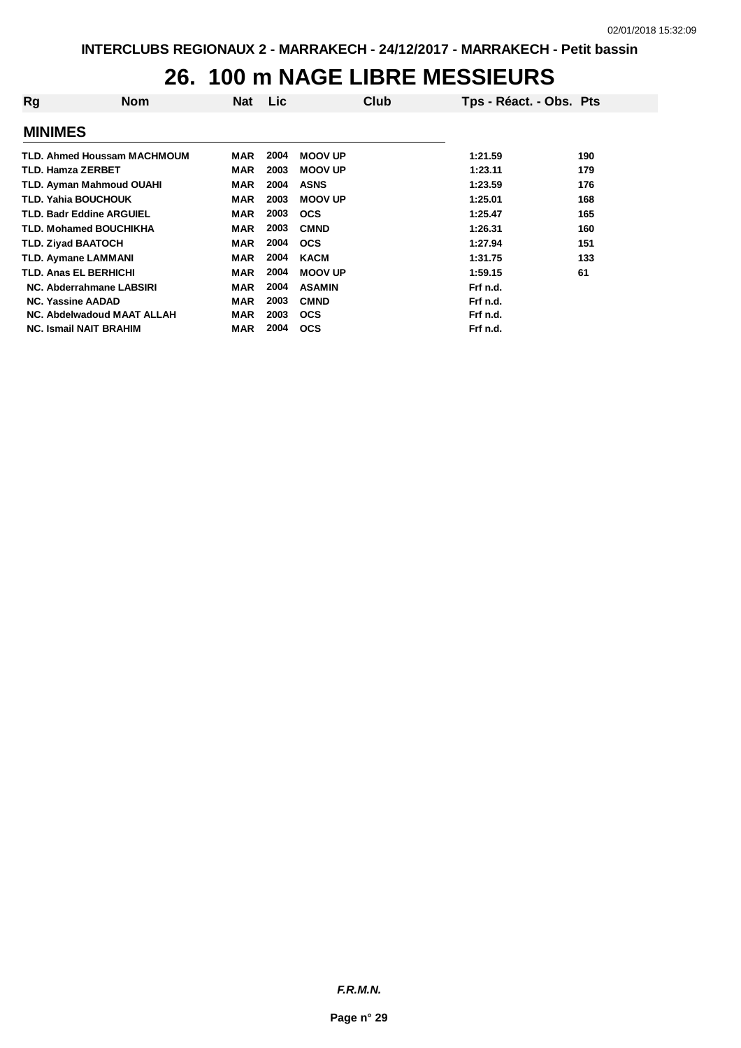INTERCLUBS REGIONAUX 2 - MARRAKECH - 24/12/2017 - MARRAKECH - Petit bassin

# 26. 100 m NAGE LIBRE MESSIEURS

| Rg | Nom | Nat | Lic | Club | Tps - Réact. - Obs. | Pts |
|---|---|---|---|---|---|---|
| **MINIMES** | | | | | | |
| TLD. | Ahmed Houssam MACHMOUM | MAR | 2004 | MOOV UP | 1:21.59 | 190 |
| TLD. | Hamza ZERBET | MAR | 2003 | MOOV UP | 1:23.11 | 179 |
| TLD. | Ayman Mahmoud OUAHI | MAR | 2004 | ASNS | 1:23.59 | 176 |
| TLD. | Yahia BOUCHOUK | MAR | 2003 | MOOV UP | 1:25.01 | 168 |
| TLD. | Badr Eddine ARGUIEL | MAR | 2003 | OCS | 1:25.47 | 165 |
| TLD. | Mohamed BOUCHIKHA | MAR | 2003 | CMND | 1:26.31 | 160 |
| TLD. | Ziyad BAATOCH | MAR | 2004 | OCS | 1:27.94 | 151 |
| TLD. | Aymane LAMMANI | MAR | 2004 | KACM | 1:31.75 | 133 |
| TLD. | Anas EL BERHICHI | MAR | 2004 | MOOV UP | 1:59.15 | 61 |
| NC. | Abderrahmane LABSIRI | MAR | 2004 | ASAMIN | Frf n.d. | |
| NC. | Yassine AADAD | MAR | 2003 | CMND | Frf n.d. | |
| NC. | Abdelwadoud MAAT ALLAH | MAR | 2003 | OCS | Frf n.d. | |
| NC. | Ismail NAIT BRAHIM | MAR | 2004 | OCS | Frf n.d. | |

*F.R.M.N.*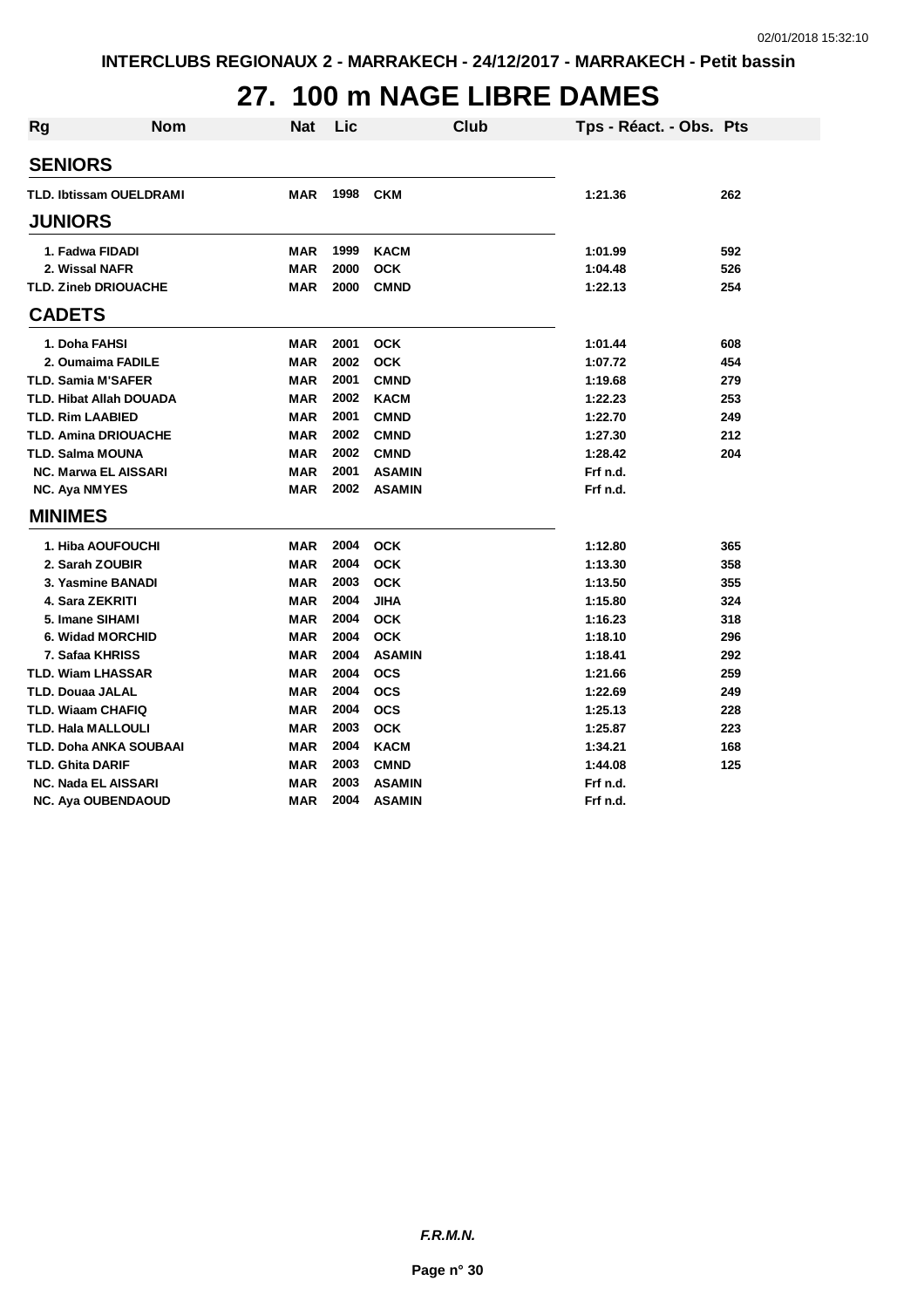# 27. 100 m NAGE LIBRE DAMES

| Rg | Nom | Nat | Lic | Club | Tps - Réact. - Obs. | Pts |
|---|---|---|---|---|---|---|
| **SENIORS** | | | | | | |
| TLD. | Ibtissam OUELDRAMI | MAR | 1998 | CKM | 1:21.36 | 262 |
| **JUNIORS** | | | | | | |
| 1. | Fadwa FIDADI | MAR | 1999 | KACM | 1:01.99 | 592 |
| 2. | Wissal NAFR | MAR | 2000 | OCK | 1:04.48 | 526 |
| TLD. | Zineb DRIOUACHE | MAR | 2000 | CMND | 1:22.13 | 254 |
| **CADETS** | | | | | | |
| 1. | Doha FAHSI | MAR | 2001 | OCK | 1:01.44 | 608 |
| 2. | Oumaima FADILE | MAR | 2002 | OCK | 1:07.72 | 454 |
| TLD. | Samia M'SAFER | MAR | 2001 | CMND | 1:19.68 | 279 |
| TLD. | Hibat Allah DOUADA | MAR | 2002 | KACM | 1:22.23 | 253 |
| TLD. | Rim LAABIED | MAR | 2001 | CMND | 1:22.70 | 249 |
| TLD. | Amina DRIOUACHE | MAR | 2002 | CMND | 1:27.30 | 212 |
| TLD. | Salma MOUNA | MAR | 2002 | CMND | 1:28.42 | 204 |
| NC. | Marwa EL AISSARI | MAR | 2001 | ASAMIN | Frf n.d. | |
| NC. | Aya NMYES | MAR | 2002 | ASAMIN | Frf n.d. | |
| **MINIMES** | | | | | | |
| 1. | Hiba AOUFOUCHI | MAR | 2004 | OCK | 1:12.80 | 365 |
| 2. | Sarah ZOUBIR | MAR | 2004 | OCK | 1:13.30 | 358 |
| 3. | Yasmine BANADI | MAR | 2003 | OCK | 1:13.50 | 355 |
| 4. | Sara ZEKRITI | MAR | 2004 | JIHA | 1:15.80 | 324 |
| 5. | Imane SIHAMI | MAR | 2004 | OCK | 1:16.23 | 318 |
| 6. | Widad MORCHID | MAR | 2004 | OCK | 1:18.10 | 296 |
| 7. | Safaa KHRISS | MAR | 2004 | ASAMIN | 1:18.41 | 292 |
| TLD. | Wiam LHASSAR | MAR | 2004 | OCS | 1:21.66 | 259 |
| TLD. | Douaa JALAL | MAR | 2004 | OCS | 1:22.69 | 249 |
| TLD. | Wiaam CHAFIQ | MAR | 2004 | OCS | 1:25.13 | 228 |
| TLD. | Hala MALLOULI | MAR | 2003 | OCK | 1:25.87 | 223 |
| TLD. | Doha ANKA SOUBAAI | MAR | 2004 | KACM | 1:34.21 | 168 |
| TLD. | Ghita DARIF | MAR | 2003 | CMND | 1:44.08 | 125 |
| NC. | Nada EL AISSARI | MAR | 2003 | ASAMIN | Frf n.d. | |
| NC. | Aya OUBENDAOUD | MAR | 2004 | ASAMIN | Frf n.d. | |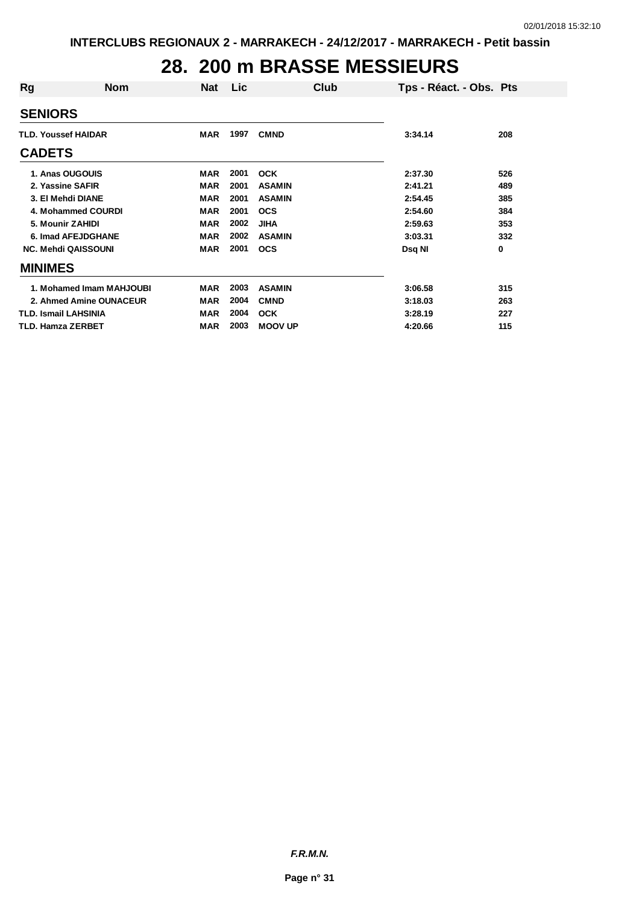# 28. 200 m BRASSE MESSIEURS

| Rg | Nom | Nat | Lic | Club | Tps - Réact. - Obs. | Pts |
|---|---|---|---|---|---|---|
| **SENIORS** | | | | | | |
| TLD. | Youssef HAIDAR | MAR | 1997 | CMND | 3:34.14 | 208 |
| **CADETS** | | | | | | |
| 1. | Anas OUGOUIS | MAR | 2001 | OCK | 2:37.30 | 526 |
| 2. | Yassine SAFIR | MAR | 2001 | ASAMIN | 2:41.21 | 489 |
| 3. | El Mehdi DIANE | MAR | 2001 | ASAMIN | 2:54.45 | 385 |
| 4. | Mohammed COURDI | MAR | 2001 | OCS | 2:54.60 | 384 |
| 5. | Mounir ZAHIDI | MAR | 2002 | JIHA | 2:59.63 | 353 |
| 6. | Imad AFEJDGHANE | MAR | 2002 | ASAMIN | 3:03.31 | 332 |
| NC. | Mehdi QAISSOUNI | MAR | 2001 | OCS | Dsq NI | 0 |
| **MINIMES** | | | | | | |
| 1. | Mohamed Imam MAHJOUBI | MAR | 2003 | ASAMIN | 3:06.58 | 315 |
| 2. | Ahmed Amine OUNACEUR | MAR | 2004 | CMND | 3:18.03 | 263 |
| TLD. | Ismail LAHSINIA | MAR | 2004 | OCK | 3:28.19 | 227 |
| TLD. | Hamza ZERBET | MAR | 2003 | MOOV UP | 4:20.66 | 115 |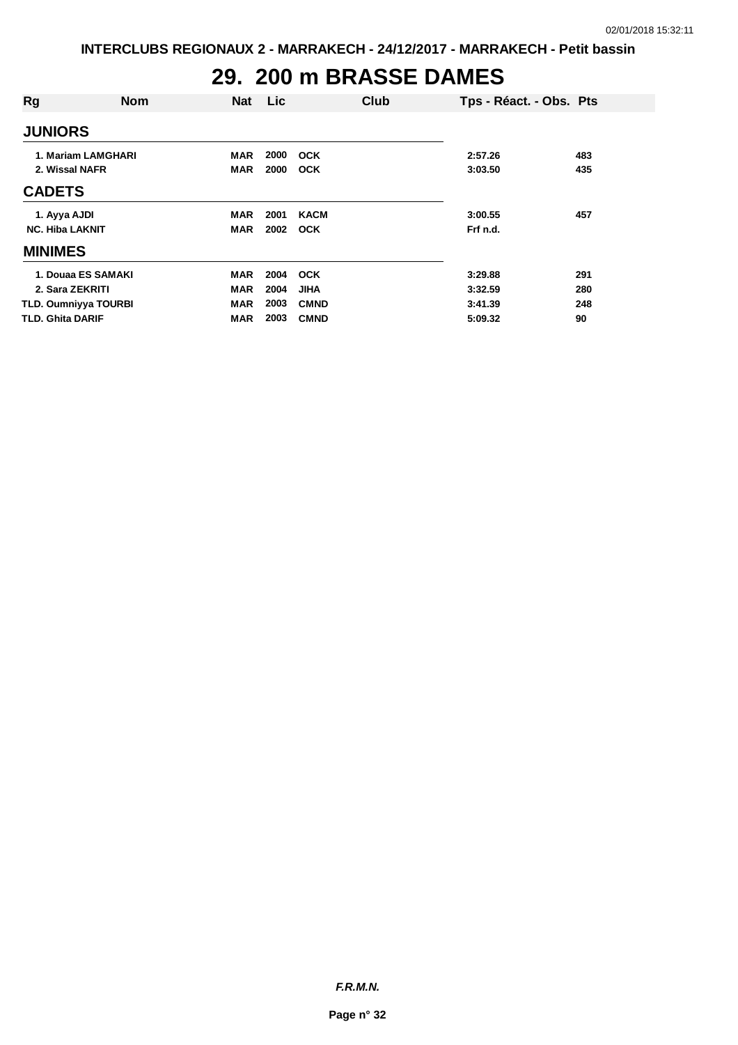# 29. 200 m BRASSE DAMES

| Rg | Nom | Nat | Lic | Club | Tps - Réact. - Obs. | Pts |
|---|---|---|---|---|---|---|
| **JUNIORS** | | | | | | |
| 1. | Mariam LAMGHARI | MAR | 2000 | OCK | 2:57.26 | 483 |
| 2. | Wissal NAFR | MAR | 2000 | OCK | 3:03.50 | 435 |
| **CADETS** | | | | | | |
| 1. | Ayya AJDI | MAR | 2001 | KACM | 3:00.55 | 457 |
| NC. | Hiba LAKNIT | MAR | 2002 | OCK | Frf n.d. | |
| **MINIMES** | | | | | | |
| 1. | Douaa ES SAMAKI | MAR | 2004 | OCK | 3:29.88 | 291 |
| 2. | Sara ZEKRITI | MAR | 2004 | JIHA | 3:32.59 | 280 |
| TLD. | Oumniyya TOURBI | MAR | 2003 | CMND | 3:41.39 | 248 |
| TLD. | Ghita DARIF | MAR | 2003 | CMND | 5:09.32 | 90 |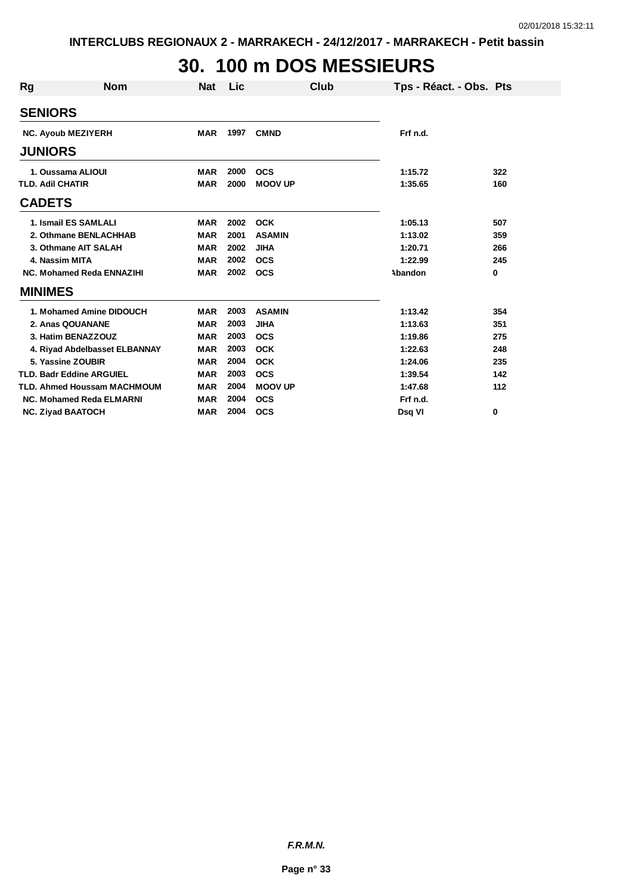# 30. 100 m DOS MESSIEURS

| Rg | Nom | Nat | Lic | Club | Tps - Réact. - Obs. | Pts |
|---|---|---|---|---|---|---|
| **SENIORS** | | | | | | |
| NC. | Ayoub MEZIYERH | MAR | 1997 | CMND | Frf n.d. | |
| **JUNIORS** | | | | | | |
| 1. | Oussama ALIOUI | MAR | 2000 | OCS | 1:15.72 | 322 |
| TLD. | Adil CHATIR | MAR | 2000 | MOOV UP | 1:35.65 | 160 |
| **CADETS** | | | | | | |
| 1. | Ismail ES SAMLALI | MAR | 2002 | OCK | 1:05.13 | 507 |
| 2. | Othmane BENLACHHAB | MAR | 2001 | ASAMIN | 1:13.02 | 359 |
| 3. | Othmane AIT SALAH | MAR | 2002 | JIHA | 1:20.71 | 266 |
| 4. | Nassim MITA | MAR | 2002 | OCS | 1:22.99 | 245 |
| NC. | Mohamed Reda ENNAZIHI | MAR | 2002 | OCS | Abandon | 0 |
| **MINIMES** | | | | | | |
| 1. | Mohamed Amine DIDOUCH | MAR | 2003 | ASAMIN | 1:13.42 | 354 |
| 2. | Anas QOUANANE | MAR | 2003 | JIHA | 1:13.63 | 351 |
| 3. | Hatim BENAZZOUZ | MAR | 2003 | OCS | 1:19.86 | 275 |
| 4. | Riyad Abdelbasset ELBANNAY | MAR | 2003 | OCK | 1:22.63 | 248 |
| 5. | Yassine ZOUBIR | MAR | 2004 | OCK | 1:24.06 | 235 |
| TLD. | Badr Eddine ARGUIEL | MAR | 2003 | OCS | 1:39.54 | 142 |
| TLD. | Ahmed Houssam MACHMOUM | MAR | 2004 | MOOV UP | 1:47.68 | 112 |
| NC. | Mohamed Reda ELMARNI | MAR | 2004 | OCS | Frf n.d. | |
| NC. | Ziyad BAATOCH | MAR | 2004 | OCS | Dsq VI | 0 |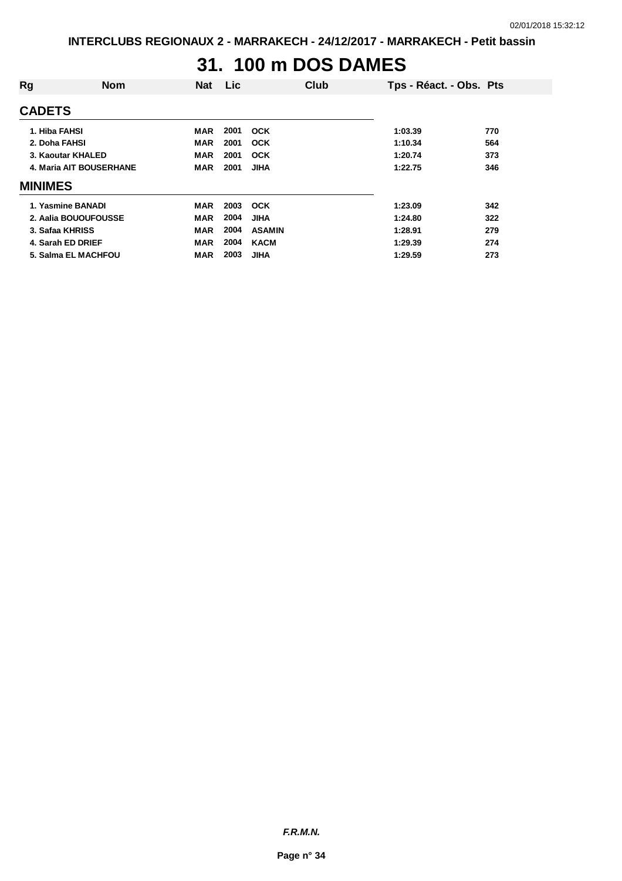# 31. 100 m DOS DAMES

| Rg | Nom | Nat | Lic | Club | Tps - Réact. - Obs. | Pts |
|---|---|---|---|---|---|---|
| **CADETS** | | | | | | |
| 1. | Hiba FAHSI | MAR | 2001 | OCK | 1:03.39 | 770 |
| 2. | Doha FAHSI | MAR | 2001 | OCK | 1:10.34 | 564 |
| 3. | Kaoutar KHALED | MAR | 2001 | OCK | 1:20.74 | 373 |
| 4. | Maria AIT BOUSERHANE | MAR | 2001 | JIHA | 1:22.75 | 346 |
| **MINIMES** | | | | | | |
| 1. | Yasmine BANADI | MAR | 2003 | OCK | 1:23.09 | 342 |
| 2. | Aalia BOUOUFOUSSE | MAR | 2004 | JIHA | 1:24.80 | 322 |
| 3. | Safaa KHRISS | MAR | 2004 | ASAMIN | 1:28.91 | 279 |
| 4. | Sarah ED DRIEF | MAR | 2004 | KACM | 1:29.39 | 274 |
| 5. | Salma EL MACHFOU | MAR | 2003 | JIHA | 1:29.59 | 273 |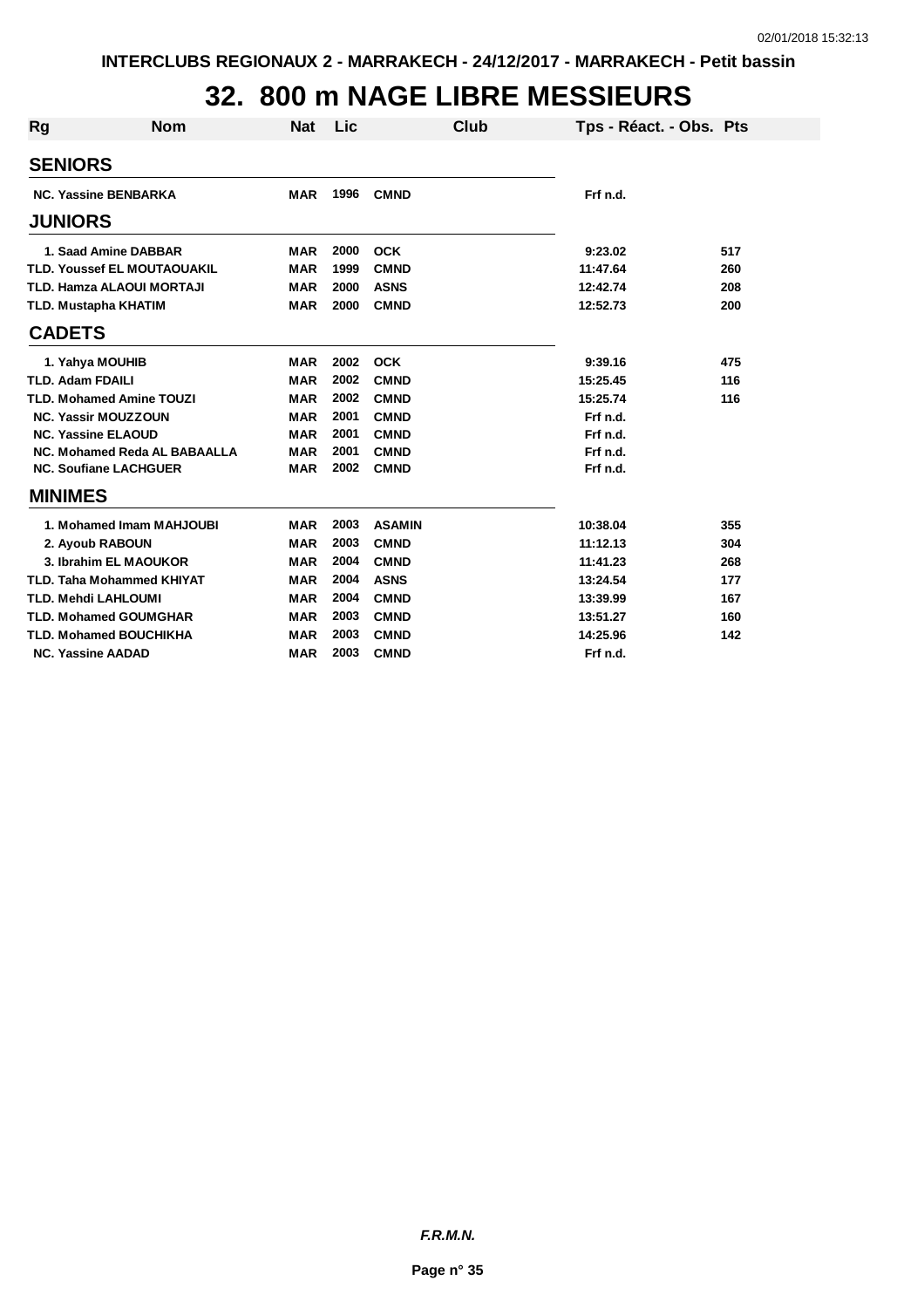# 32. 800 m NAGE LIBRE MESSIEURS

| Rg | Nom | Nat | Lic | Club | Tps - Réact. - Obs. | Pts |
|---|---|---|---|---|---|---|
| **SENIORS** | | | | | | |
| NC. | Yassine BENBARKA | MAR | 1996 | CMND | Frf n.d. | |
| **JUNIORS** | | | | | | |
| 1. | Saad Amine DABBAR | MAR | 2000 | OCK | 9:23.02 | 517 |
| TLD. | Youssef EL MOUTAOUAKIL | MAR | 1999 | CMND | 11:47.64 | 260 |
| TLD. | Hamza ALAOUI MORTAJI | MAR | 2000 | ASNS | 12:42.74 | 208 |
| TLD. | Mustapha KHATIM | MAR | 2000 | CMND | 12:52.73 | 200 |
| **CADETS** | | | | | | |
| 1. | Yahya MOUHIB | MAR | 2002 | OCK | 9:39.16 | 475 |
| TLD. | Adam FDAILI | MAR | 2002 | CMND | 15:25.45 | 116 |
| TLD. | Mohamed Amine TOUZI | MAR | 2002 | CMND | 15:25.74 | 116 |
| NC. | Yassir MOUZZOUN | MAR | 2001 | CMND | Frf n.d. | |
| NC. | Yassine ELAOUD | MAR | 2001 | CMND | Frf n.d. | |
| NC. | Mohamed Reda AL BABAALLA | MAR | 2001 | CMND | Frf n.d. | |
| NC. | Soufiane LACHGUER | MAR | 2002 | CMND | Frf n.d. | |
| **MINIMES** | | | | | | |
| 1. | Mohamed Imam MAHJOUBI | MAR | 2003 | ASAMIN | 10:38.04 | 355 |
| 2. | Ayoub RABOUN | MAR | 2003 | CMND | 11:12.13 | 304 |
| 3. | Ibrahim EL MAOUKOR | MAR | 2004 | CMND | 11:41.23 | 268 |
| TLD. | Taha Mohammed KHIYAT | MAR | 2004 | ASNS | 13:24.54 | 177 |
| TLD. | Mehdi LAHLOUMI | MAR | 2004 | CMND | 13:39.99 | 167 |
| TLD. | Mohamed GOUMGHAR | MAR | 2003 | CMND | 13:51.27 | 160 |
| TLD. | Mohamed BOUCHIKHA | MAR | 2003 | CMND | 14:25.96 | 142 |
| NC. | Yassine AADAD | MAR | 2003 | CMND | Frf n.d. | |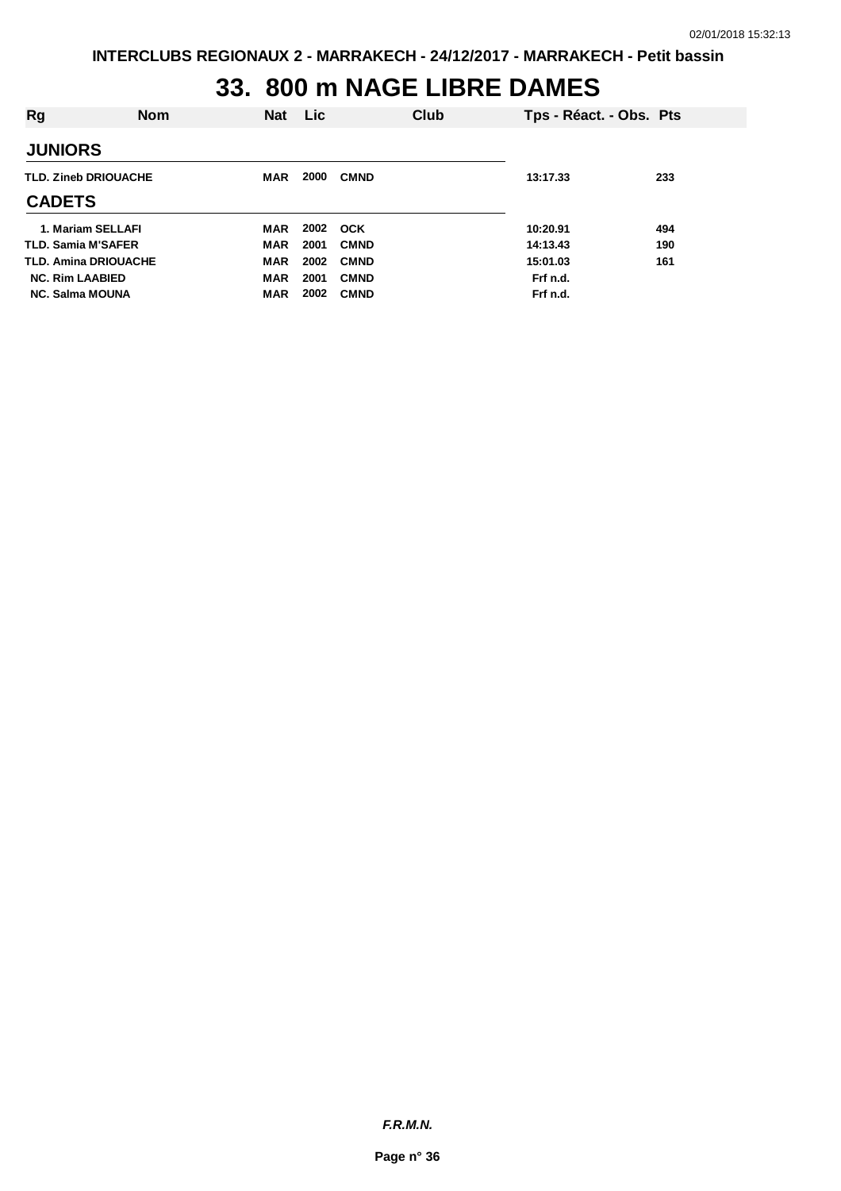# 33. 800 m NAGE LIBRE DAMES

| Rg | Nom | Nat | Lic | Club | Tps - Réact. - Obs. | Pts |
|---|---|---|---|---|---|---|
| **JUNIORS** | | | | | | |
| TLD. | Zineb DRIOUACHE | MAR | 2000 | CMND | 13:17.33 | 233 |
| **CADETS** | | | | | | |
| 1. | Mariam SELLAFI | MAR | 2002 | OCK | 10:20.91 | 494 |
| TLD. | Samia M'SAFER | MAR | 2001 | CMND | 14:13.43 | 190 |
| TLD. | Amina DRIOUACHE | MAR | 2002 | CMND | 15:01.03 | 161 |
| NC. | Rim LAABIED | MAR | 2001 | CMND | Frf n.d. | |
| NC. | Salma MOUNA | MAR | 2002 | CMND | Frf n.d. | |

*F.R.M.N.*